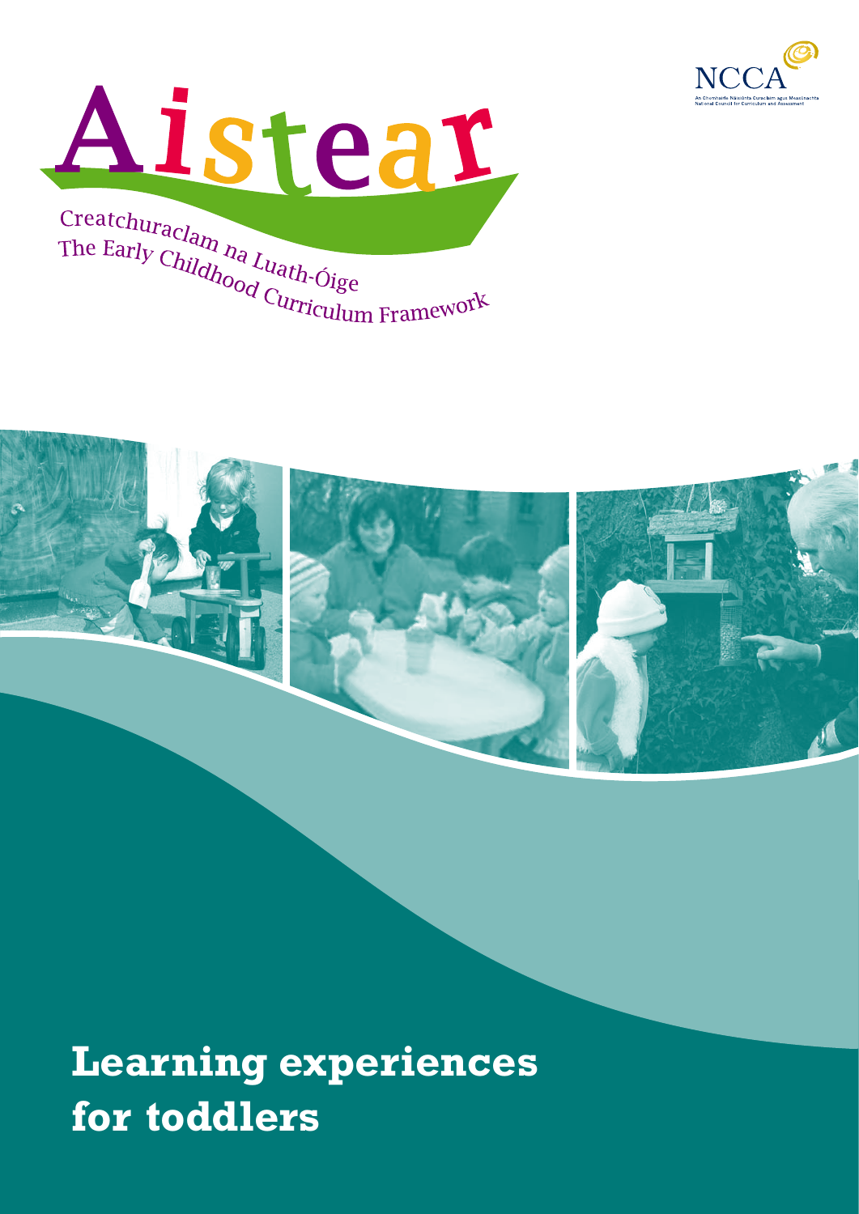NCCA

An Chomhairle Náisiúnta Curaclaim agus Measúnachta
National Council for Curriculum and Assessment

# Aistear

Creatchuraclam na Luath-Óige
The Early Childhood Curriculum Framework

# Learning experiences for toddlers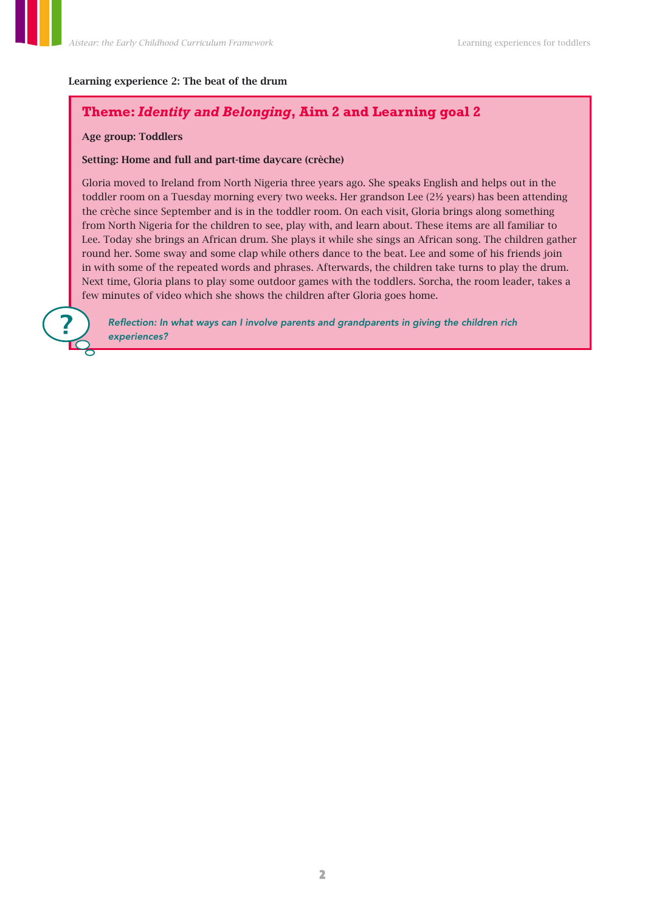**Learning experience 2: The beat of the drum**

## Theme: *Identity and Belonging*, Aim 2 and Learning goal 2

**Age group: Toddlers**

**Setting: Home and full and part-time daycare (crèche)**

Gloria moved to Ireland from North Nigeria three years ago. She speaks English and helps out in the toddler room on a Tuesday morning every two weeks. Her grandson Lee (2½ years) has been attending the crèche since September and is in the toddler room. On each visit, Gloria brings along something from North Nigeria for the children to see, play with, and learn about. These items are all familiar to Lee. Today she brings an African drum. She plays it while she sings an African song. The children gather round her. Some sway and some clap while others dance to the beat. Lee and some of his friends join in with some of the repeated words and phrases. Afterwards, the children take turns to play the drum. Next time, Gloria plans to play some outdoor games with the toddlers. Sorcha, the room leader, takes a few minutes of video which she shows the children after Gloria goes home.

*Reflection: In what ways can I involve parents and grandparents in giving the children rich experiences?*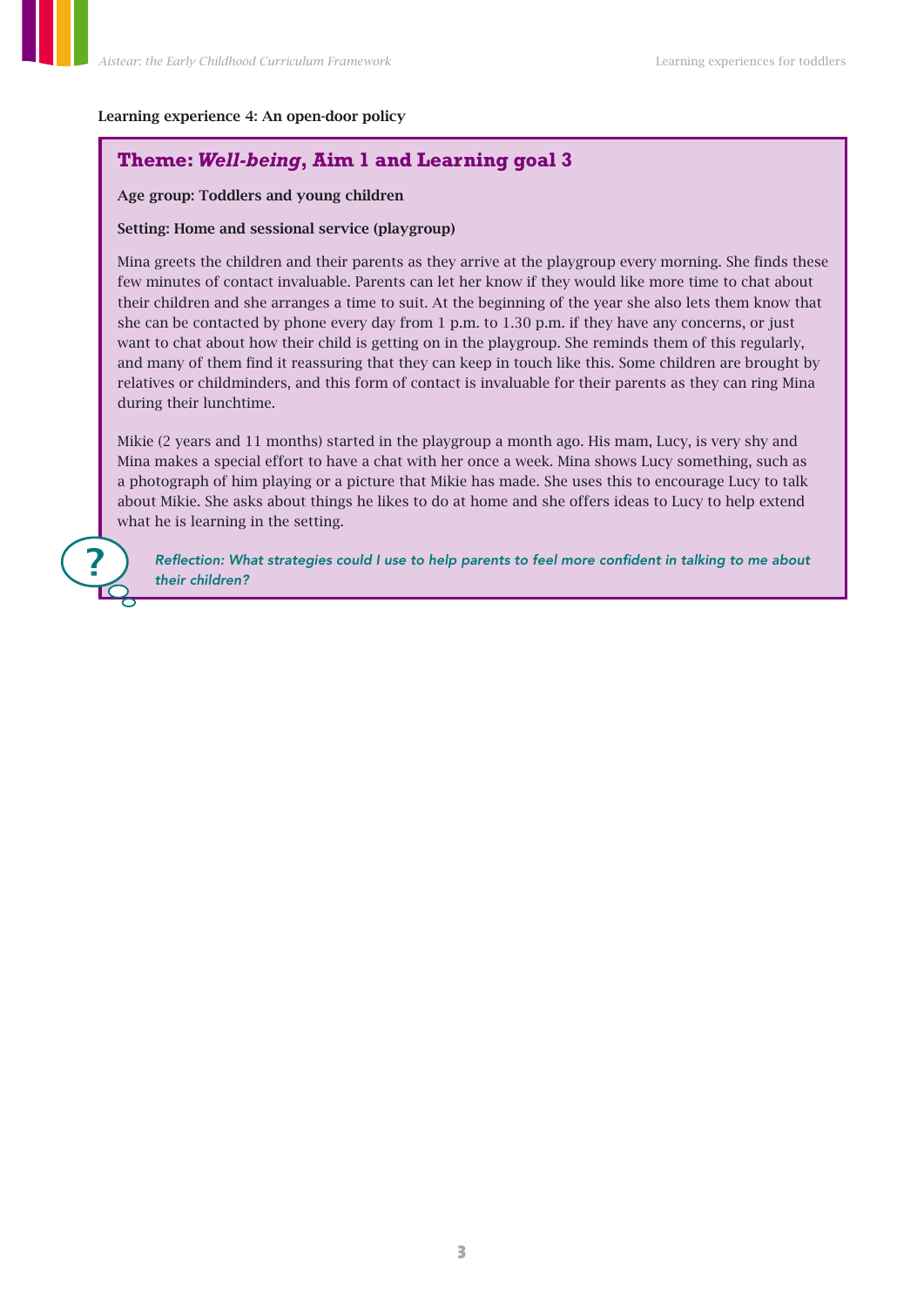**Learning experience 4: An open-door policy**

## Theme: *Well-being*, Aim 1 and Learning goal 3

**Age group: Toddlers and young children**

**Setting: Home and sessional service (playgroup)**

Mina greets the children and their parents as they arrive at the playgroup every morning. She finds these few minutes of contact invaluable. Parents can let her know if they would like more time to chat about their children and she arranges a time to suit. At the beginning of the year she also lets them know that she can be contacted by phone every day from 1 p.m. to 1.30 p.m. if they have any concerns, or just want to chat about how their child is getting on in the playgroup. She reminds them of this regularly, and many of them find it reassuring that they can keep in touch like this. Some children are brought by relatives or childminders, and this form of contact is invaluable for their parents as they can ring Mina during their lunchtime.

Mikie (2 years and 11 months) started in the playgroup a month ago. His mam, Lucy, is very shy and Mina makes a special effort to have a chat with her once a week. Mina shows Lucy something, such as a photograph of him playing or a picture that Mikie has made. She uses this to encourage Lucy to talk about Mikie. She asks about things he likes to do at home and she offers ideas to Lucy to help extend what he is learning in the setting.

*Reflection: What strategies could I use to help parents to feel more confident in talking to me about their children?*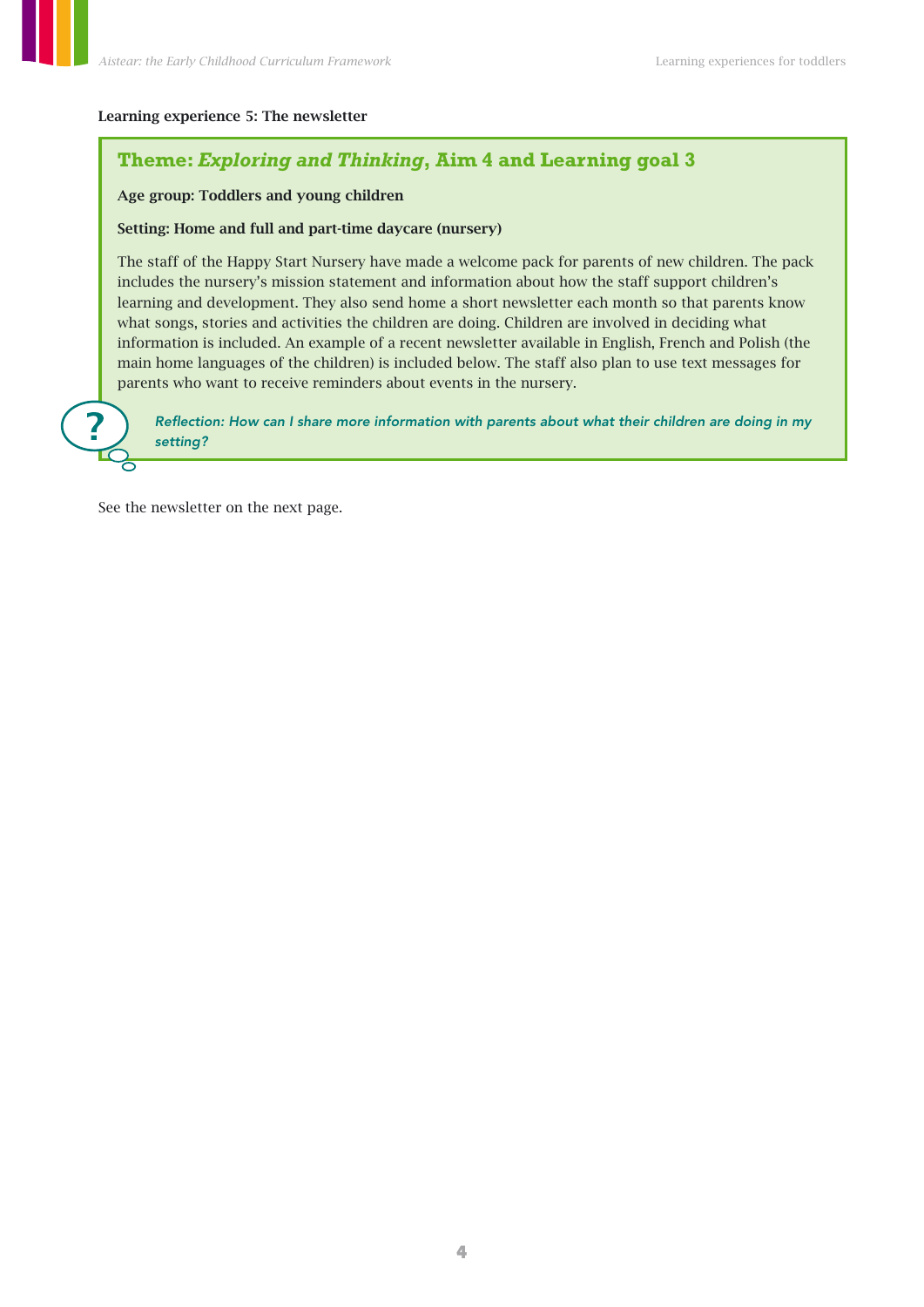**Learning experience 5: The newsletter**

## Theme: *Exploring and Thinking*, Aim 4 and Learning goal 3

**Age group: Toddlers and young children**

**Setting: Home and full and part-time daycare (nursery)**

The staff of the Happy Start Nursery have made a welcome pack for parents of new children. The pack includes the nursery's mission statement and information about how the staff support children's learning and development. They also send home a short newsletter each month so that parents know what songs, stories and activities the children are doing. Children are involved in deciding what information is included. An example of a recent newsletter available in English, French and Polish (the main home languages of the children) is included below. The staff also plan to use text messages for parents who want to receive reminders about events in the nursery.

*Reflection: How can I share more information with parents about what their children are doing in my setting?*

See the newsletter on the next page.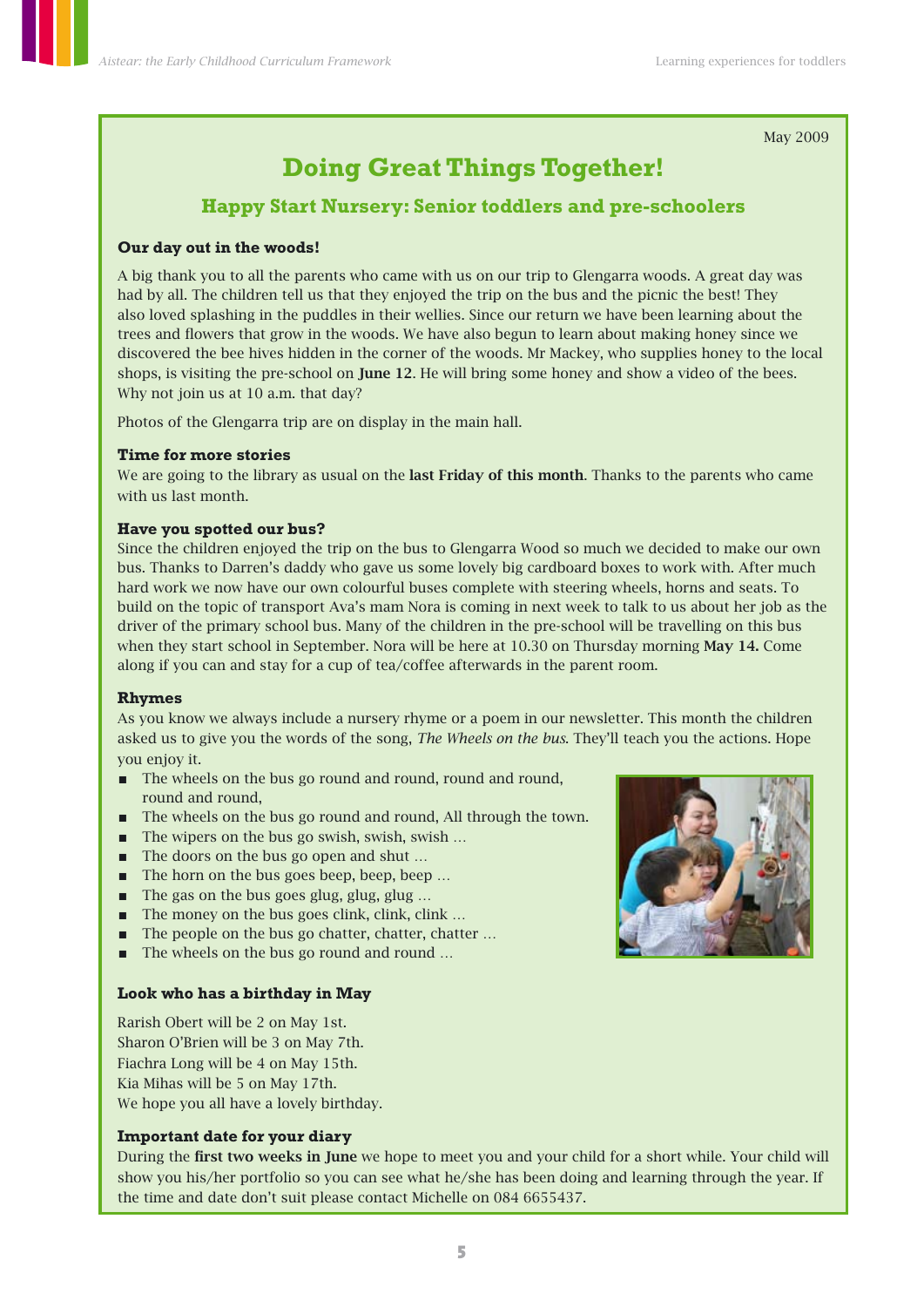May 2009

# Doing Great Things Together!

## Happy Start Nursery: Senior toddlers and pre-schoolers

### Our day out in the woods!

A big thank you to all the parents who came with us on our trip to Glengarra woods. A great day was had by all. The children tell us that they enjoyed the trip on the bus and the picnic the best! They also loved splashing in the puddles in their wellies. Since our return we have been learning about the trees and flowers that grow in the woods. We have also begun to learn about making honey since we discovered the bee hives hidden in the corner of the woods. Mr Mackey, who supplies honey to the local shops, is visiting the pre-school on **June 12**. He will bring some honey and show a video of the bees. Why not join us at 10 a.m. that day?

Photos of the Glengarra trip are on display in the main hall.

### Time for more stories

We are going to the library as usual on the **last Friday of this month**. Thanks to the parents who came with us last month.

### Have you spotted our bus?

Since the children enjoyed the trip on the bus to Glengarra Wood so much we decided to make our own bus. Thanks to Darren's daddy who gave us some lovely big cardboard boxes to work with. After much hard work we now have our own colourful buses complete with steering wheels, horns and seats. To build on the topic of transport Ava's mam Nora is coming in next week to talk to us about her job as the driver of the primary school bus. Many of the children in the pre-school will be travelling on this bus when they start school in September. Nora will be here at 10.30 on Thursday morning **May 14.** Come along if you can and stay for a cup of tea/coffee afterwards in the parent room.

### Rhymes

As you know we always include a nursery rhyme or a poem in our newsletter. This month the children asked us to give you the words of the song, *The Wheels on the bus*. They'll teach you the actions. Hope you enjoy it.

- The wheels on the bus go round and round, round and round, round and round,
- The wheels on the bus go round and round, All through the town.
- The wipers on the bus go swish, swish, swish …
- The doors on the bus go open and shut …
- The horn on the bus goes beep, beep, beep …
- The gas on the bus goes glug, glug, glug …
- The money on the bus goes clink, clink, clink …
- The people on the bus go chatter, chatter, chatter …
- The wheels on the bus go round and round …

### Look who has a birthday in May

Rarish Obert will be 2 on May 1st.
Sharon O'Brien will be 3 on May 7th.
Fiachra Long will be 4 on May 15th.
Kia Mihas will be 5 on May 17th.
We hope you all have a lovely birthday.

### Important date for your diary

During the **first two weeks in June** we hope to meet you and your child for a short while. Your child will show you his/her portfolio so you can see what he/she has been doing and learning through the year. If the time and date don't suit please contact Michelle on 084 6655437.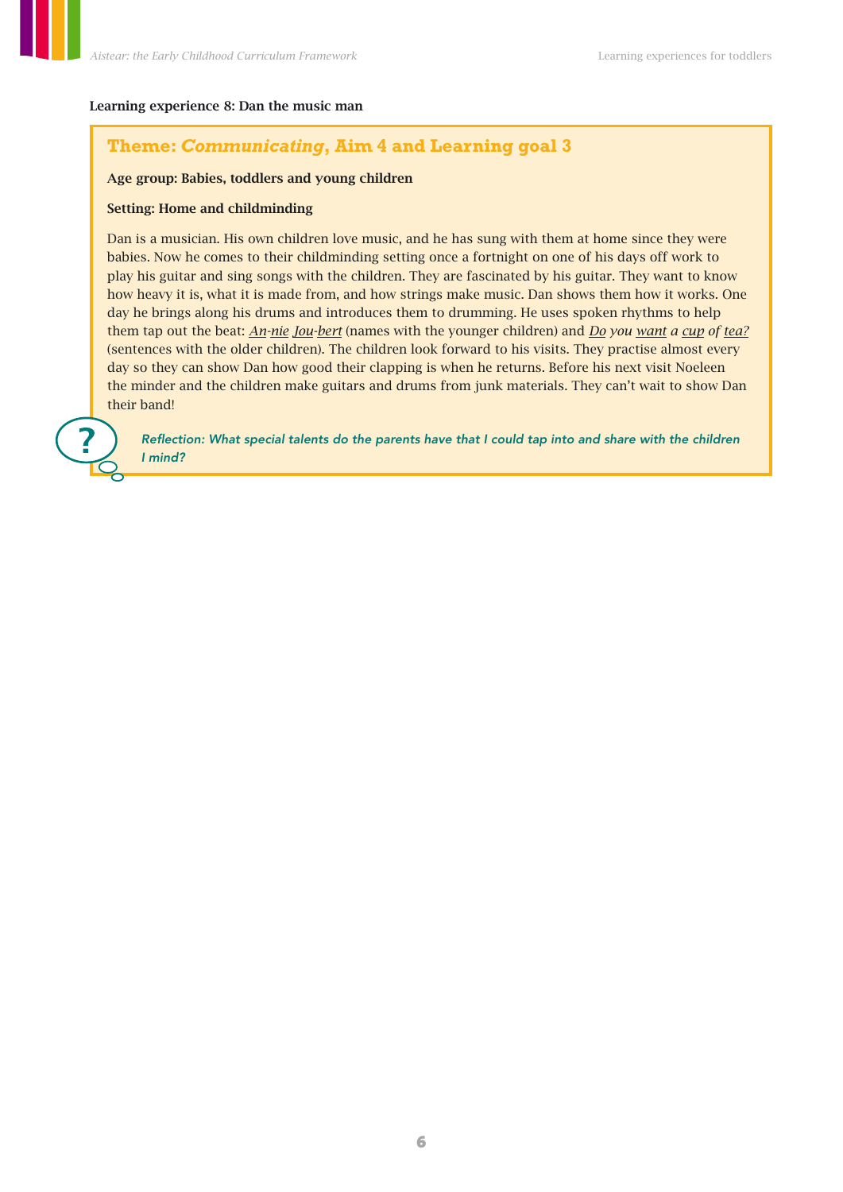**Learning experience 8: Dan the music man**

### Theme: *Communicating*, Aim 4 and Learning goal 3

**Age group: Babies, toddlers and young children**

**Setting: Home and childminding**

Dan is a musician. His own children love music, and he has sung with them at home since they were babies. Now he comes to their childminding setting once a fortnight on one of his days off work to play his guitar and sing songs with the children. They are fascinated by his guitar. They want to know how heavy it is, what it is made from, and how strings make music. Dan shows them how it works. One day he brings along his drums and introduces them to drumming. He uses spoken rhythms to help them tap out the beat: *<u>An</u>-<u>nie</u> <u>Jou</u>-<u>bert</u>* (names with the younger children) and *<u>Do</u> you <u>want</u> a <u>cup</u> of <u>tea?</u>* (sentences with the older children). The children look forward to his visits. They practise almost every day so they can show Dan how good their clapping is when he returns. Before his next visit Noeleen the minder and the children make guitars and drums from junk materials. They can't wait to show Dan their band!

*Reflection: What special talents do the parents have that I could tap into and share with the children I mind?*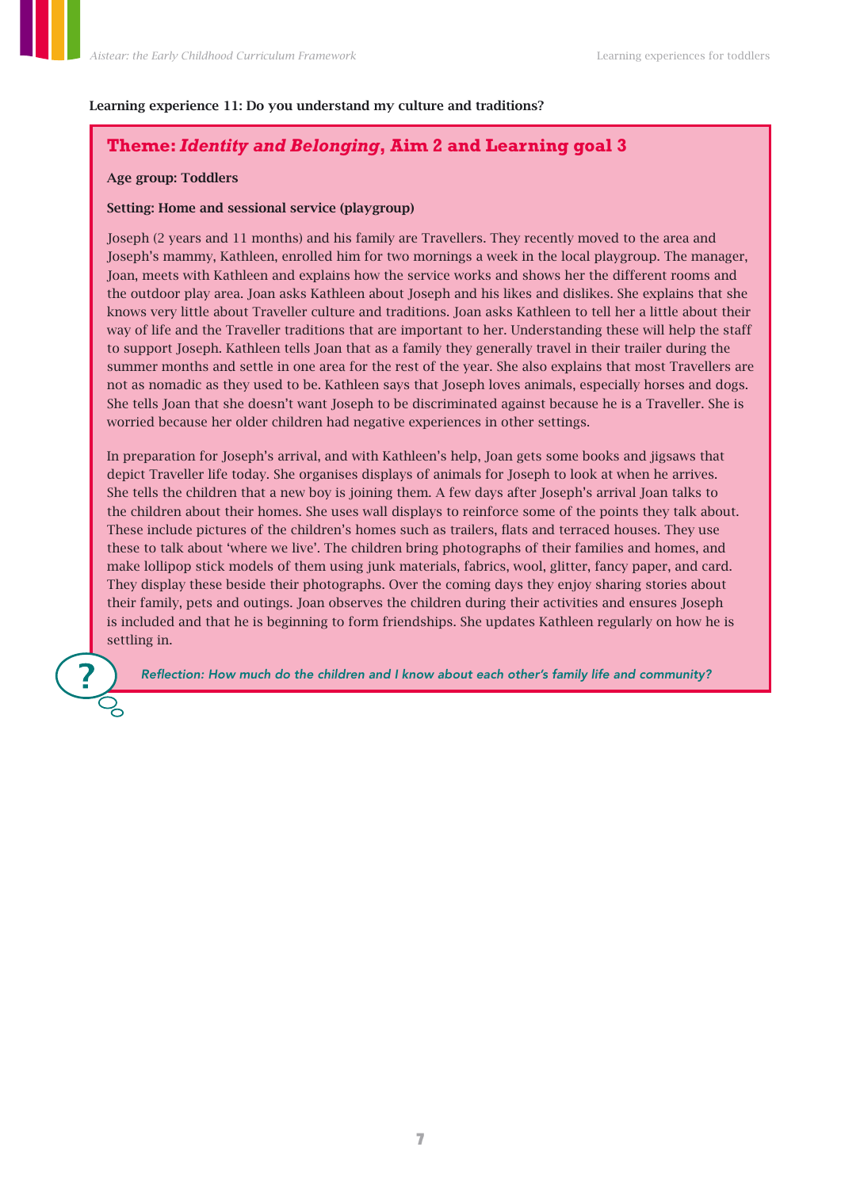**Learning experience 11: Do you understand my culture and traditions?**

## Theme: *Identity and Belonging*, Aim 2 and Learning goal 3

**Age group: Toddlers**

**Setting: Home and sessional service (playgroup)**

Joseph (2 years and 11 months) and his family are Travellers. They recently moved to the area and Joseph's mammy, Kathleen, enrolled him for two mornings a week in the local playgroup. The manager, Joan, meets with Kathleen and explains how the service works and shows her the different rooms and the outdoor play area. Joan asks Kathleen about Joseph and his likes and dislikes. She explains that she knows very little about Traveller culture and traditions. Joan asks Kathleen to tell her a little about their way of life and the Traveller traditions that are important to her. Understanding these will help the staff to support Joseph. Kathleen tells Joan that as a family they generally travel in their trailer during the summer months and settle in one area for the rest of the year. She also explains that most Travellers are not as nomadic as they used to be. Kathleen says that Joseph loves animals, especially horses and dogs. She tells Joan that she doesn't want Joseph to be discriminated against because he is a Traveller. She is worried because her older children had negative experiences in other settings.

In preparation for Joseph's arrival, and with Kathleen's help, Joan gets some books and jigsaws that depict Traveller life today. She organises displays of animals for Joseph to look at when he arrives. She tells the children that a new boy is joining them. A few days after Joseph's arrival Joan talks to the children about their homes. She uses wall displays to reinforce some of the points they talk about. These include pictures of the children's homes such as trailers, flats and terraced houses. They use these to talk about 'where we live'. The children bring photographs of their families and homes, and make lollipop stick models of them using junk materials, fabrics, wool, glitter, fancy paper, and card. They display these beside their photographs. Over the coming days they enjoy sharing stories about their family, pets and outings. Joan observes the children during their activities and ensures Joseph is included and that he is beginning to form friendships. She updates Kathleen regularly on how he is settling in.

*Reflection: How much do the children and I know about each other's family life and community?*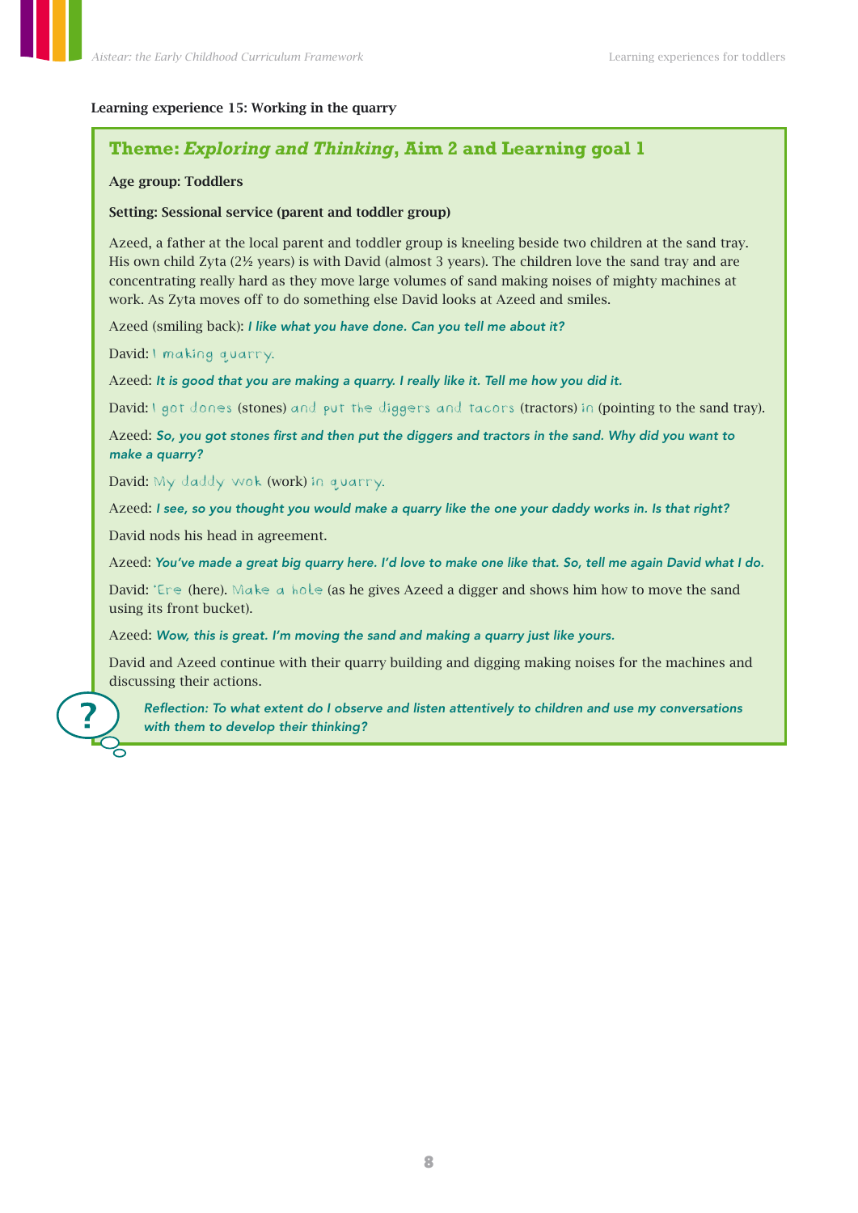**Learning experience 15: Working in the quarry**

## Theme: *Exploring and Thinking*, Aim 2 and Learning goal 1

**Age group: Toddlers**

**Setting: Sessional service (parent and toddler group)**

Azeed, a father at the local parent and toddler group is kneeling beside two children at the sand tray. His own child Zyta (2½ years) is with David (almost 3 years). The children love the sand tray and are concentrating really hard as they move large volumes of sand making noises of mighty machines at work. As Zyta moves off to do something else David looks at Azeed and smiles.

Azeed (smiling back): *I like what you have done. Can you tell me about it?*

David: I making quarry.

Azeed: *It is good that you are making a quarry. I really like it. Tell me how you did it.*

David: I got dones (stones) and put the diggers and tacors (tractors) in (pointing to the sand tray).

Azeed: *So, you got stones first and then put the diggers and tractors in the sand. Why did you want to make a quarry?*

David: My daddy wok (work) in quarry.

Azeed: *I see, so you thought you would make a quarry like the one your daddy works in. Is that right?*

David nods his head in agreement.

Azeed: *You've made a great big quarry here. I'd love to make one like that. So, tell me again David what I do.*

David: 'Ere (here). Make a hole (as he gives Azeed a digger and shows him how to move the sand using its front bucket).

Azeed: *Wow, this is great. I'm moving the sand and making a quarry just like yours.*

David and Azeed continue with their quarry building and digging making noises for the machines and discussing their actions.

*Reflection: To what extent do I observe and listen attentively to children and use my conversations with them to develop their thinking?*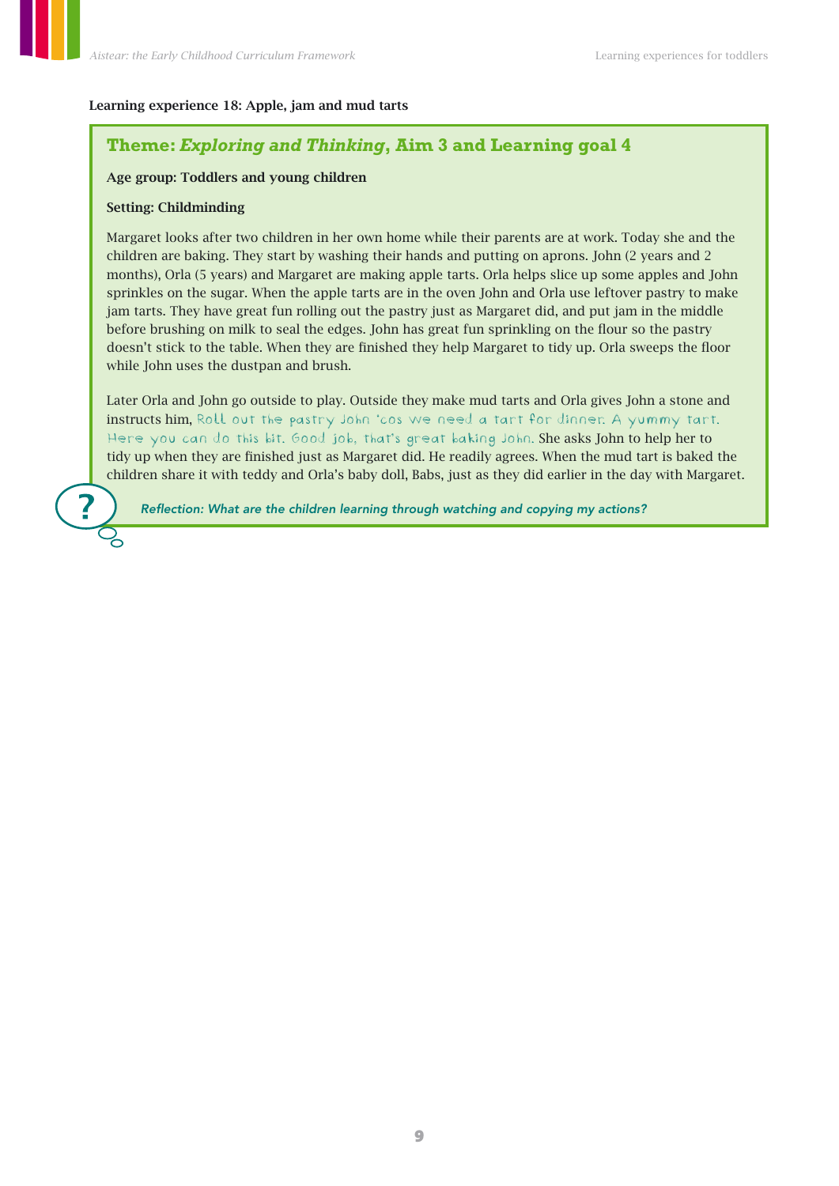**Learning experience 18: Apple, jam and mud tarts**

## Theme: *Exploring and Thinking*, Aim 3 and Learning goal 4

**Age group: Toddlers and young children**

**Setting: Childminding**

Margaret looks after two children in her own home while their parents are at work. Today she and the children are baking. They start by washing their hands and putting on aprons. John (2 years and 2 months), Orla (5 years) and Margaret are making apple tarts. Orla helps slice up some apples and John sprinkles on the sugar. When the apple tarts are in the oven John and Orla use leftover pastry to make jam tarts. They have great fun rolling out the pastry just as Margaret did, and put jam in the middle before brushing on milk to seal the edges. John has great fun sprinkling on the flour so the pastry doesn't stick to the table. When they are finished they help Margaret to tidy up. Orla sweeps the floor while John uses the dustpan and brush.

Later Orla and John go outside to play. Outside they make mud tarts and Orla gives John a stone and instructs him, Roll out the pastry John 'cos we need a tart for dinner. A yummy tart. Here you can do this bit. Good job, that's great baking John. She asks John to help her to tidy up when they are finished just as Margaret did. He readily agrees. When the mud tart is baked the children share it with teddy and Orla's baby doll, Babs, just as they did earlier in the day with Margaret.

*Reflection: What are the children learning through watching and copying my actions?*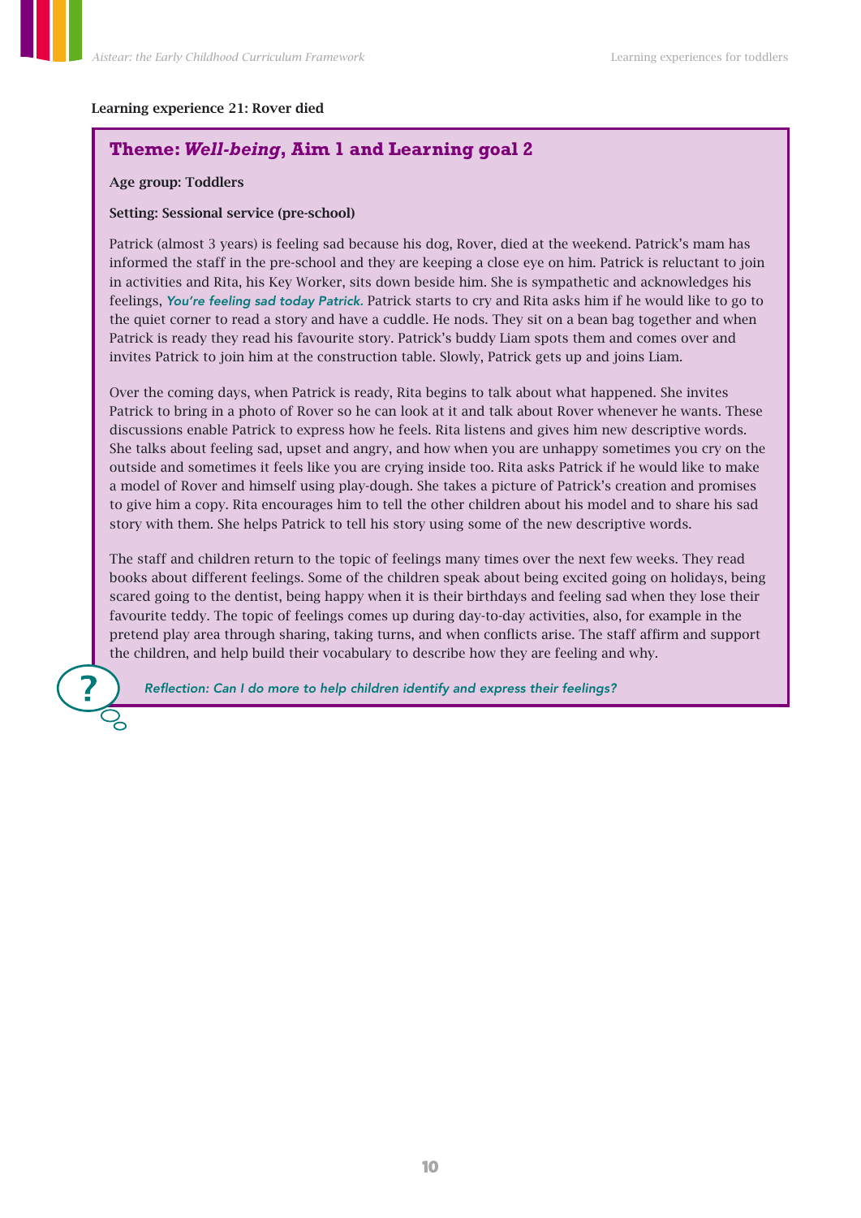**Learning experience 21: Rover died**

## Theme: *Well-being*, Aim 1 and Learning goal 2

**Age group: Toddlers**

**Setting: Sessional service (pre-school)**

Patrick (almost 3 years) is feeling sad because his dog, Rover, died at the weekend. Patrick's mam has informed the staff in the pre-school and they are keeping a close eye on him. Patrick is reluctant to join in activities and Rita, his Key Worker, sits down beside him. She is sympathetic and acknowledges his feelings, *You're feeling sad today Patrick.* Patrick starts to cry and Rita asks him if he would like to go to the quiet corner to read a story and have a cuddle. He nods. They sit on a bean bag together and when Patrick is ready they read his favourite story. Patrick's buddy Liam spots them and comes over and invites Patrick to join him at the construction table. Slowly, Patrick gets up and joins Liam.

Over the coming days, when Patrick is ready, Rita begins to talk about what happened. She invites Patrick to bring in a photo of Rover so he can look at it and talk about Rover whenever he wants. These discussions enable Patrick to express how he feels. Rita listens and gives him new descriptive words. She talks about feeling sad, upset and angry, and how when you are unhappy sometimes you cry on the outside and sometimes it feels like you are crying inside too. Rita asks Patrick if he would like to make a model of Rover and himself using play-dough. She takes a picture of Patrick's creation and promises to give him a copy. Rita encourages him to tell the other children about his model and to share his sad story with them. She helps Patrick to tell his story using some of the new descriptive words.

The staff and children return to the topic of feelings many times over the next few weeks. They read books about different feelings. Some of the children speak about being excited going on holidays, being scared going to the dentist, being happy when it is their birthdays and feeling sad when they lose their favourite teddy. The topic of feelings comes up during day-to-day activities, also, for example in the pretend play area through sharing, taking turns, and when conflicts arise. The staff affirm and support the children, and help build their vocabulary to describe how they are feeling and why.

*Reflection: Can I do more to help children identify and express their feelings?*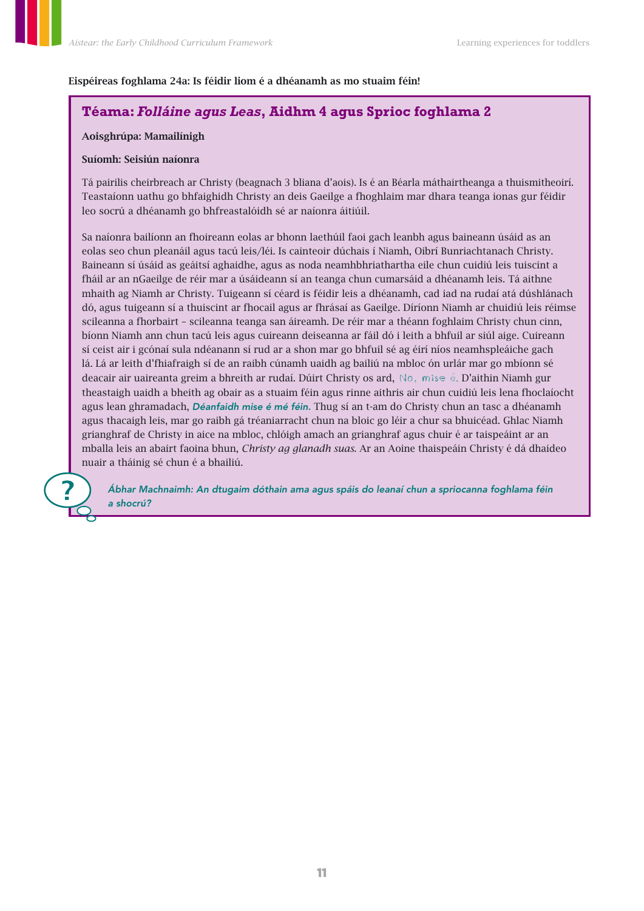**Eispéireas foghlama 24a: Is féidir liom é a dhéanamh as mo stuaim féin!**

## Téama: *Folláine agus Leas*, Aidhm 4 agus Sprioc foghlama 2

**Aoisghrúpa: Mamailínigh**

**Suíomh: Seisiún naíonra**

Tá pairilis cheirbreach ar Christy (beagnach 3 bliana d'aois). Is é an Béarla máthairtheanga a thuismitheoirí. Teastaíonn uathu go bhfaighidh Christy an deis Gaeilge a fhoghlaim mar dhara teanga ionas gur féidir leo socrú a dhéanamh go bhfreastalóidh sé ar naíonra áitiúil.

Sa naíonra bailíonn an fhoireann eolas ar bhonn laethúil faoi gach leanbh agus baineann úsáid as an eolas seo chun pleanáil agus tacú leis/léi. Is cainteoir dúchais í Niamh, Oibrí Bunriachtanach Christy. Baineann sí úsáid as geáitsí aghaidhe, agus as noda neamhbhriathartha eile chun cuidiú leis tuiscint a fháil ar an nGaeilge de réir mar a úsáideann sí an teanga chun cumarsáid a dhéanamh leis. Tá aithne mhaith ag Niamh ar Christy. Tuigeann sí céard is féidir leis a dhéanamh, cad iad na rudaí atá dúshlánach dó, agus tuigeann sí a thuiscint ar fhocail agus ar fhrásaí as Gaeilge. Díríonn Niamh ar chuidiú leis réimse scileanna a fhorbairt – scileanna teanga san áireamh. De réir mar a théann foghlaim Christy chun cinn, bíonn Niamh ann chun tacú leis agus cuireann deiseanna ar fáil dó i leith a bhfuil ar siúl aige. Cuireann sí ceist air i gcónaí sula ndéanann sí rud ar a shon mar go bhfuil sé ag éirí níos neamhspleáiche gach lá. Lá ar leith d'fhiafraigh sí de an raibh cúnamh uaidh ag bailiú na mbloc ón urlár mar go mbíonn sé deacair air uaireanta greim a bhreith ar rudaí. Dúirt Christy os ard, *No, mise é.* D'aithin Niamh gur theastaigh uaidh a bheith ag obair as a stuaim féin agus rinne aithris air chun cuidiú leis lena fhoclaíocht agus lean ghramadach, ***Déanfaidh mise é mé féin.*** Thug sí an t-am do Christy chun an tasc a dhéanamh agus thacaigh leis, mar go raibh gá tréaniarracht chun na bloic go léir a chur sa bhuicéad. Ghlac Niamh grianghraf de Christy in aice na mbloc, chlóigh amach an grianghraf agus chuir é ar taispeáint ar an mballa leis an abairt faoina bhun, *Christy ag glanadh suas*. Ar an Aoine thaispeáin Christy é dá dhaideo nuair a tháinig sé chun é a bhailiú.

***Ábhar Machnaimh: An dtugaim dóthain ama agus spáis do leanaí chun a spriocanna foghlama féin a shocrú?***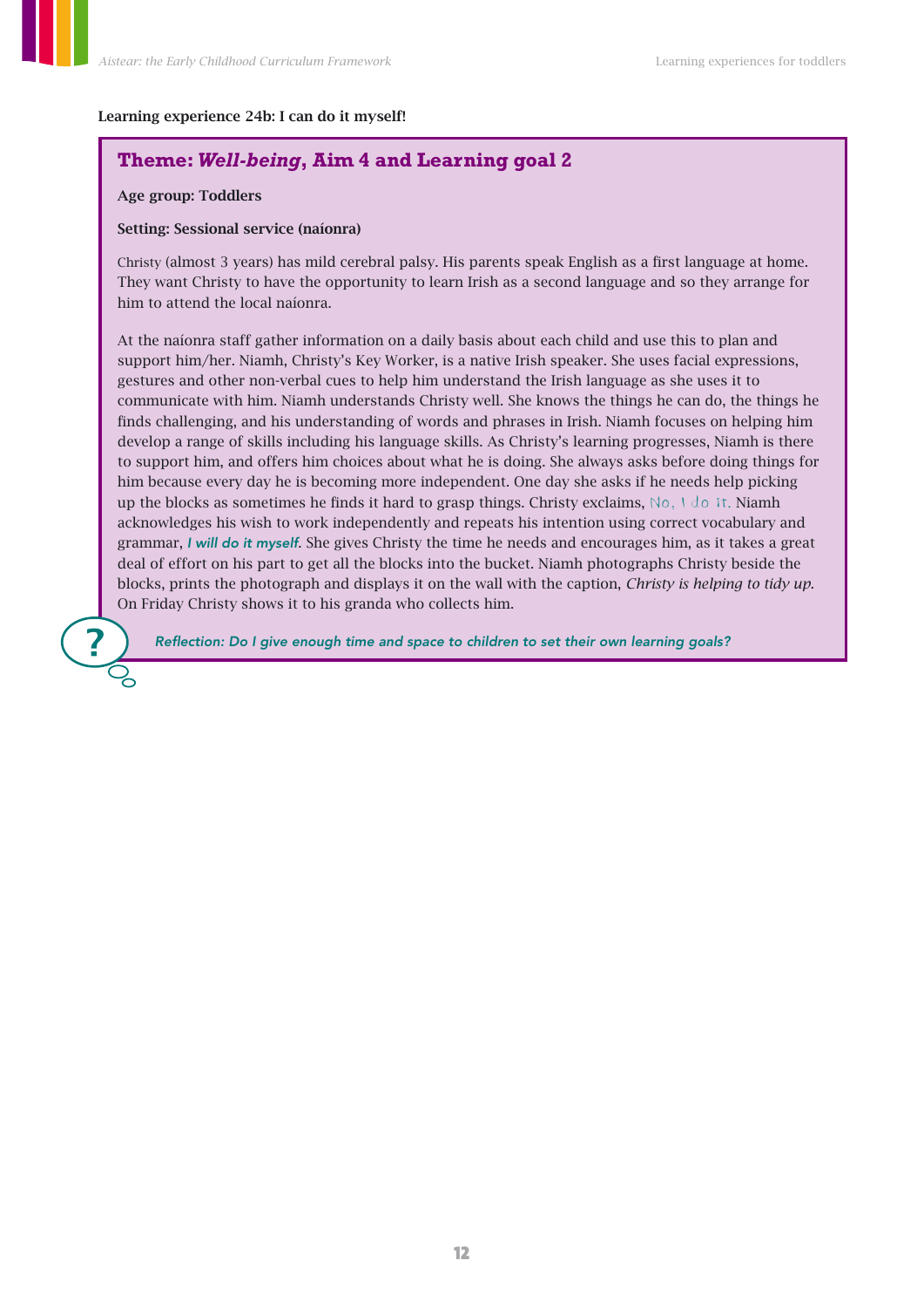**Learning experience 24b: I can do it myself!**

## Theme: *Well-being*, Aim 4 and Learning goal 2

**Age group: Toddlers**

**Setting: Sessional service (naíonra)**

Christy (almost 3 years) has mild cerebral palsy. His parents speak English as a first language at home. They want Christy to have the opportunity to learn Irish as a second language and so they arrange for him to attend the local naíonra.

At the naíonra staff gather information on a daily basis about each child and use this to plan and support him/her. Niamh, Christy's Key Worker, is a native Irish speaker. She uses facial expressions, gestures and other non-verbal cues to help him understand the Irish language as she uses it to communicate with him. Niamh understands Christy well. She knows the things he can do, the things he finds challenging, and his understanding of words and phrases in Irish. Niamh focuses on helping him develop a range of skills including his language skills. As Christy's learning progresses, Niamh is there to support him, and offers him choices about what he is doing. She always asks before doing things for him because every day he is becoming more independent. One day she asks if he needs help picking up the blocks as sometimes he finds it hard to grasp things. Christy exclaims, No, I do it. Niamh acknowledges his wish to work independently and repeats his intention using correct vocabulary and grammar, *I will do it myself*. She gives Christy the time he needs and encourages him, as it takes a great deal of effort on his part to get all the blocks into the bucket. Niamh photographs Christy beside the blocks, prints the photograph and displays it on the wall with the caption, *Christy is helping to tidy up*. On Friday Christy shows it to his granda who collects him.

*Reflection: Do I give enough time and space to children to set their own learning goals?*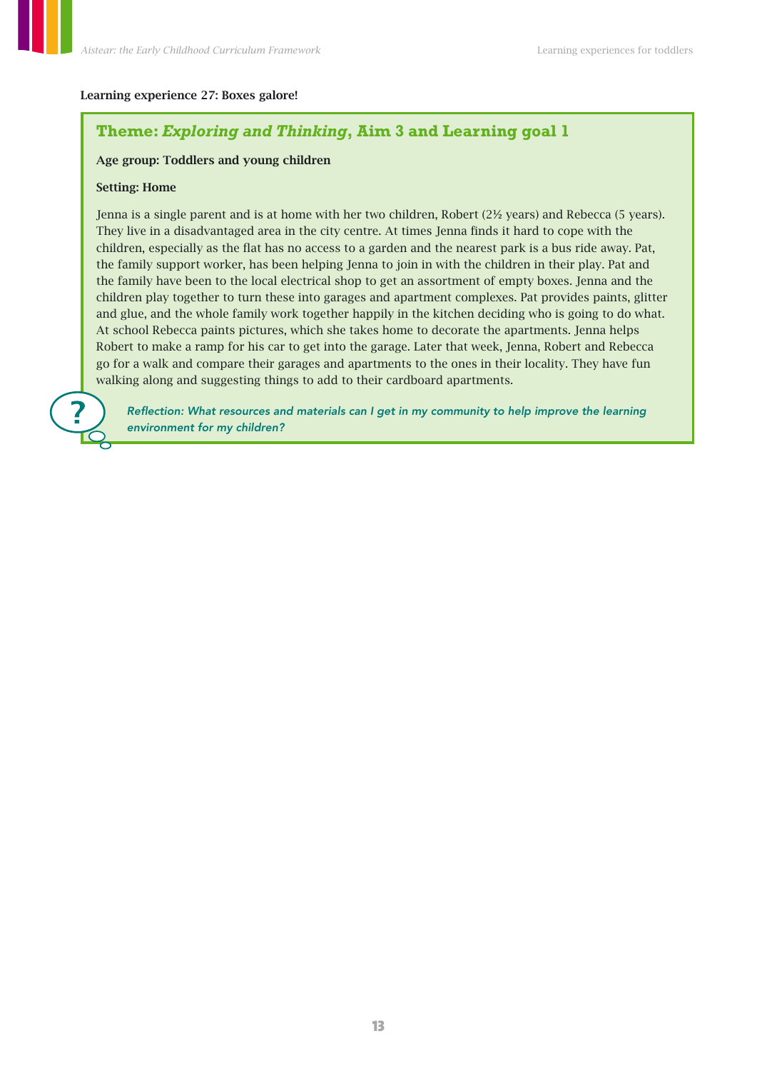**Learning experience 27: Boxes galore!**

### Theme: *Exploring and Thinking*, Aim 3 and Learning goal 1

**Age group: Toddlers and young children**

**Setting: Home**

Jenna is a single parent and is at home with her two children, Robert (2½ years) and Rebecca (5 years). They live in a disadvantaged area in the city centre. At times Jenna finds it hard to cope with the children, especially as the flat has no access to a garden and the nearest park is a bus ride away. Pat, the family support worker, has been helping Jenna to join in with the children in their play. Pat and the family have been to the local electrical shop to get an assortment of empty boxes. Jenna and the children play together to turn these into garages and apartment complexes. Pat provides paints, glitter and glue, and the whole family work together happily in the kitchen deciding who is going to do what. At school Rebecca paints pictures, which she takes home to decorate the apartments. Jenna helps Robert to make a ramp for his car to get into the garage. Later that week, Jenna, Robert and Rebecca go for a walk and compare their garages and apartments to the ones in their locality. They have fun walking along and suggesting things to add to their cardboard apartments.

*Reflection: What resources and materials can I get in my community to help improve the learning environment for my children?*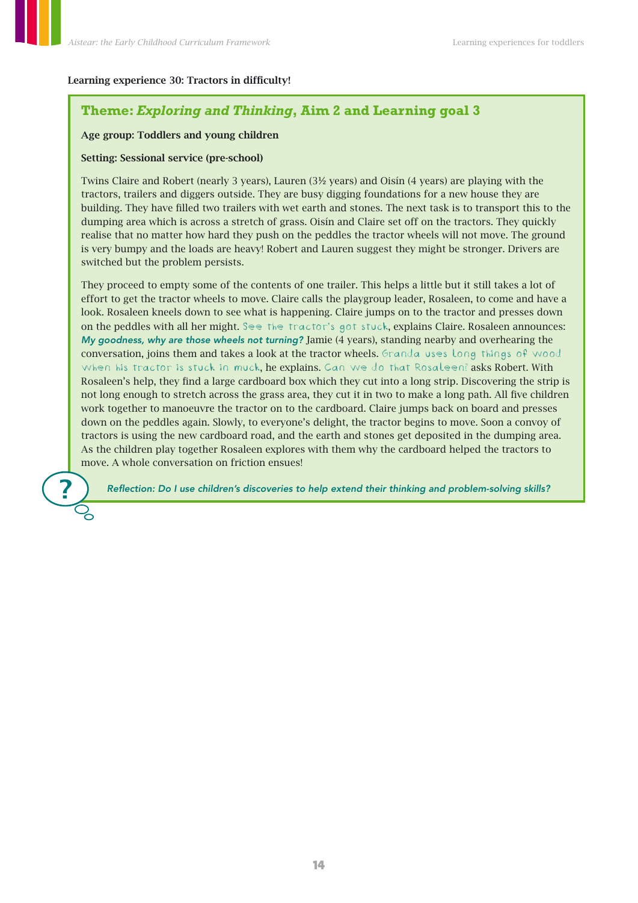**Learning experience 30: Tractors in difficulty!**

## Theme: *Exploring and Thinking*, Aim 2 and Learning goal 3

**Age group: Toddlers and young children**

**Setting: Sessional service (pre-school)**

Twins Claire and Robert (nearly 3 years), Lauren (3½ years) and Oisín (4 years) are playing with the tractors, trailers and diggers outside. They are busy digging foundations for a new house they are building. They have filled two trailers with wet earth and stones. The next task is to transport this to the dumping area which is across a stretch of grass. Oisín and Claire set off on the tractors. They quickly realise that no matter how hard they push on the peddles the tractor wheels will not move. The ground is very bumpy and the loads are heavy! Robert and Lauren suggest they might be stronger. Drivers are switched but the problem persists.

They proceed to empty some of the contents of one trailer. This helps a little but it still takes a lot of effort to get the tractor wheels to move. Claire calls the playgroup leader, Rosaleen, to come and have a look. Rosaleen kneels down to see what is happening. Claire jumps on to the tractor and presses down on the peddles with all her might. See the tractor's got stuck, explains Claire. Rosaleen announces: *My goodness, why are those wheels not turning?* Jamie (4 years), standing nearby and overhearing the conversation, joins them and takes a look at the tractor wheels. Granda uses long things of wood when his tractor is stuck in muck, he explains. Can we do that Rosaleen? asks Robert. With Rosaleen's help, they find a large cardboard box which they cut into a long strip. Discovering the strip is not long enough to stretch across the grass area, they cut it in two to make a long path. All five children work together to manoeuvre the tractor on to the cardboard. Claire jumps back on board and presses down on the peddles again. Slowly, to everyone's delight, the tractor begins to move. Soon a convoy of tractors is using the new cardboard road, and the earth and stones get deposited in the dumping area. As the children play together Rosaleen explores with them why the cardboard helped the tractors to move. A whole conversation on friction ensues!

*Reflection: Do I use children's discoveries to help extend their thinking and problem-solving skills?*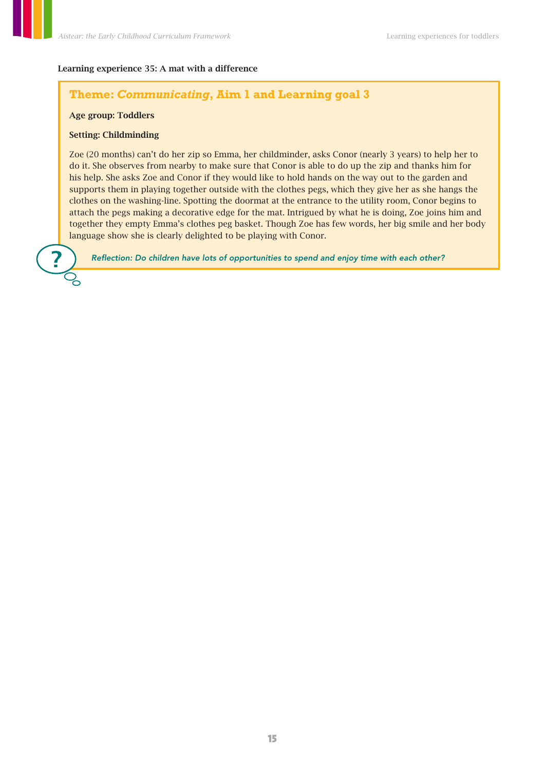**Learning experience 35: A mat with a difference**

### Theme: *Communicating*, Aim 1 and Learning goal 3

**Age group: Toddlers**

**Setting: Childminding**

Zoe (20 months) can't do her zip so Emma, her childminder, asks Conor (nearly 3 years) to help her to do it. She observes from nearby to make sure that Conor is able to do up the zip and thanks him for his help. She asks Zoe and Conor if they would like to hold hands on the way out to the garden and supports them in playing together outside with the clothes pegs, which they give her as she hangs the clothes on the washing-line. Spotting the doormat at the entrance to the utility room, Conor begins to attach the pegs making a decorative edge for the mat. Intrigued by what he is doing, Zoe joins him and together they empty Emma's clothes peg basket. Though Zoe has few words, her big smile and her body language show she is clearly delighted to be playing with Conor.

*Reflection: Do children have lots of opportunities to spend and enjoy time with each other?*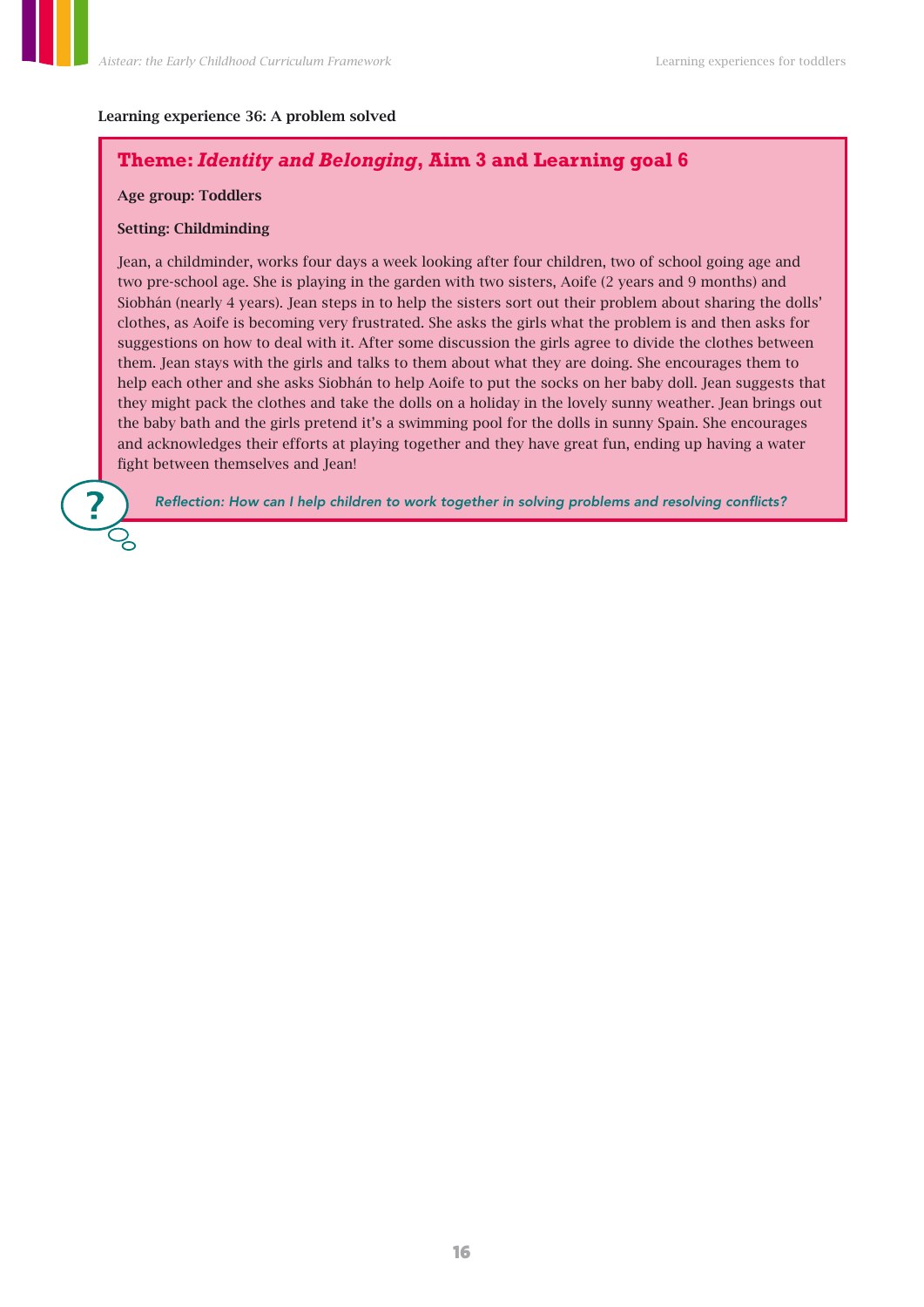### Learning experience 36: A problem solved

## Theme: *Identity and Belonging*, Aim 3 and Learning goal 6

**Age group: Toddlers**

**Setting: Childminding**

Jean, a childminder, works four days a week looking after four children, two of school going age and two pre-school age. She is playing in the garden with two sisters, Aoife (2 years and 9 months) and Siobhán (nearly 4 years). Jean steps in to help the sisters sort out their problem about sharing the dolls' clothes, as Aoife is becoming very frustrated. She asks the girls what the problem is and then asks for suggestions on how to deal with it. After some discussion the girls agree to divide the clothes between them. Jean stays with the girls and talks to them about what they are doing. She encourages them to help each other and she asks Siobhán to help Aoife to put the socks on her baby doll. Jean suggests that they might pack the clothes and take the dolls on a holiday in the lovely sunny weather. Jean brings out the baby bath and the girls pretend it's a swimming pool for the dolls in sunny Spain. She encourages and acknowledges their efforts at playing together and they have great fun, ending up having a water fight between themselves and Jean!

*Reflection: How can I help children to work together in solving problems and resolving conflicts?*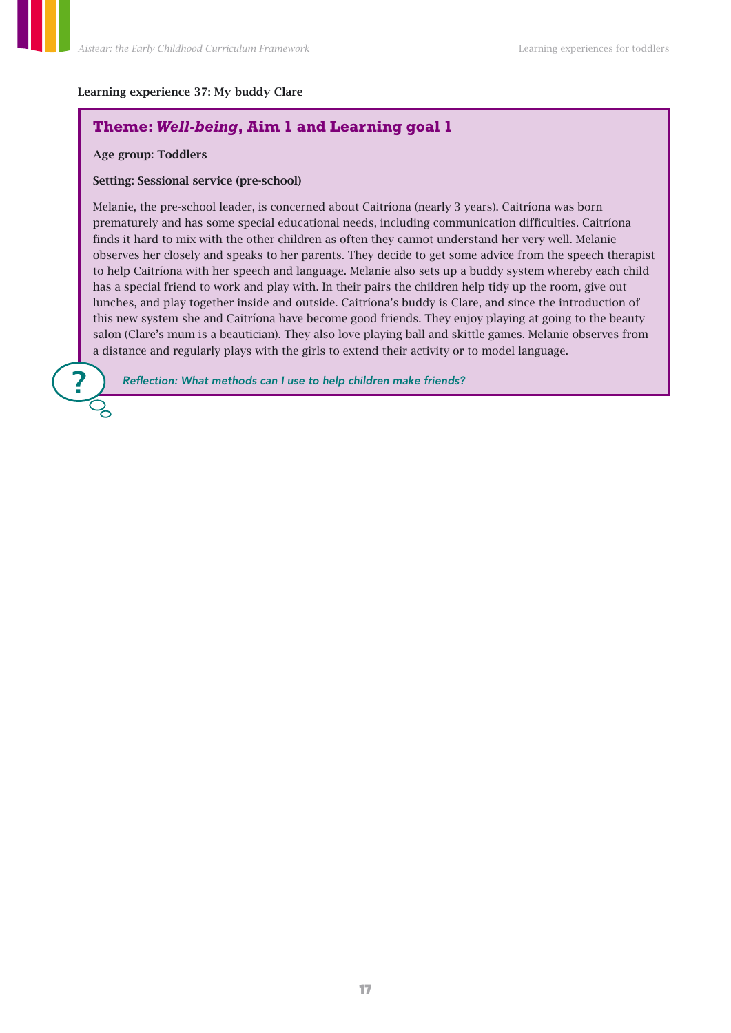**Learning experience 37: My buddy Clare**

## Theme: *Well-being*, Aim 1 and Learning goal 1

**Age group: Toddlers**

**Setting: Sessional service (pre-school)**

Melanie, the pre-school leader, is concerned about Caitríona (nearly 3 years). Caitríona was born prematurely and has some special educational needs, including communication difficulties. Caitríona finds it hard to mix with the other children as often they cannot understand her very well. Melanie observes her closely and speaks to her parents. They decide to get some advice from the speech therapist to help Caitríona with her speech and language. Melanie also sets up a buddy system whereby each child has a special friend to work and play with. In their pairs the children help tidy up the room, give out lunches, and play together inside and outside. Caitríona's buddy is Clare, and since the introduction of this new system she and Caitríona have become good friends. They enjoy playing at going to the beauty salon (Clare's mum is a beautician). They also love playing ball and skittle games. Melanie observes from a distance and regularly plays with the girls to extend their activity or to model language.

*Reflection: What methods can I use to help children make friends?*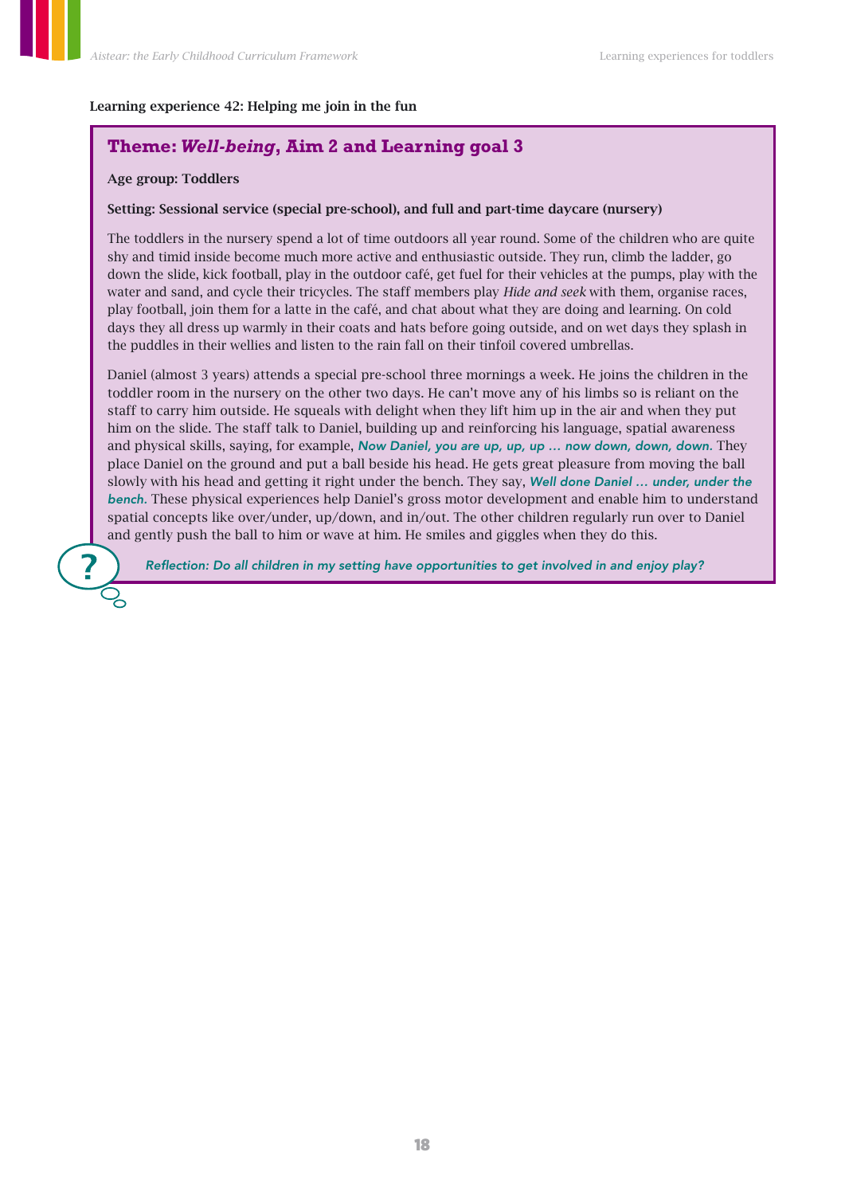**Learning experience 42: Helping me join in the fun**

## Theme: *Well-being*, Aim 2 and Learning goal 3

**Age group: Toddlers**

**Setting: Sessional service (special pre-school), and full and part-time daycare (nursery)**

The toddlers in the nursery spend a lot of time outdoors all year round. Some of the children who are quite shy and timid inside become much more active and enthusiastic outside. They run, climb the ladder, go down the slide, kick football, play in the outdoor café, get fuel for their vehicles at the pumps, play with the water and sand, and cycle their tricycles. The staff members play *Hide and seek* with them, organise races, play football, join them for a latte in the café, and chat about what they are doing and learning. On cold days they all dress up warmly in their coats and hats before going outside, and on wet days they splash in the puddles in their wellies and listen to the rain fall on their tinfoil covered umbrellas.

Daniel (almost 3 years) attends a special pre-school three mornings a week. He joins the children in the toddler room in the nursery on the other two days. He can't move any of his limbs so is reliant on the staff to carry him outside. He squeals with delight when they lift him up in the air and when they put him on the slide. The staff talk to Daniel, building up and reinforcing his language, spatial awareness and physical skills, saying, for example, *Now Daniel, you are up, up, up … now down, down, down.* They place Daniel on the ground and put a ball beside his head. He gets great pleasure from moving the ball slowly with his head and getting it right under the bench. They say, *Well done Daniel … under, under the bench.* These physical experiences help Daniel's gross motor development and enable him to understand spatial concepts like over/under, up/down, and in/out. The other children regularly run over to Daniel and gently push the ball to him or wave at him. He smiles and giggles when they do this.

*Reflection: Do all children in my setting have opportunities to get involved in and enjoy play?*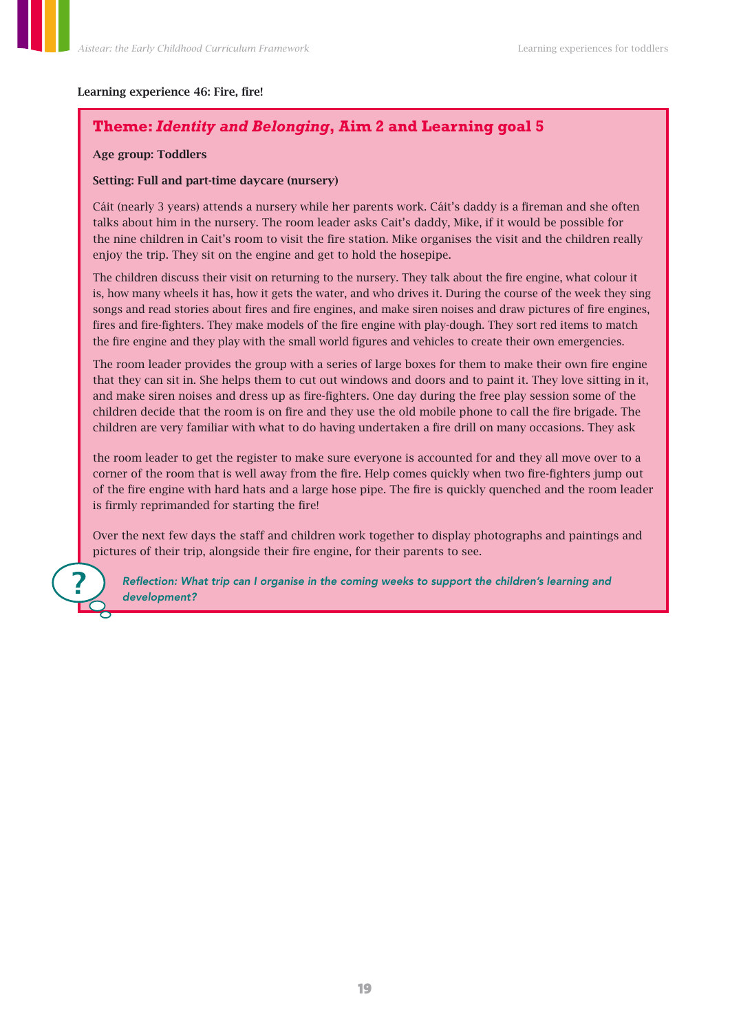**Learning experience 46: Fire, fire!**

## Theme: *Identity and Belonging*, Aim 2 and Learning goal 5

**Age group: Toddlers**

**Setting: Full and part-time daycare (nursery)**

Cáit (nearly 3 years) attends a nursery while her parents work. Cáit's daddy is a fireman and she often talks about him in the nursery. The room leader asks Cait's daddy, Mike, if it would be possible for the nine children in Cait's room to visit the fire station. Mike organises the visit and the children really enjoy the trip. They sit on the engine and get to hold the hosepipe.

The children discuss their visit on returning to the nursery. They talk about the fire engine, what colour it is, how many wheels it has, how it gets the water, and who drives it. During the course of the week they sing songs and read stories about fires and fire engines, and make siren noises and draw pictures of fire engines, fires and fire-fighters. They make models of the fire engine with play-dough. They sort red items to match the fire engine and they play with the small world figures and vehicles to create their own emergencies.

The room leader provides the group with a series of large boxes for them to make their own fire engine that they can sit in. She helps them to cut out windows and doors and to paint it. They love sitting in it, and make siren noises and dress up as fire-fighters. One day during the free play session some of the children decide that the room is on fire and they use the old mobile phone to call the fire brigade. The children are very familiar with what to do having undertaken a fire drill on many occasions. They ask the room leader to get the register to make sure everyone is accounted for and they all move over to a corner of the room that is well away from the fire. Help comes quickly when two fire-fighters jump out of the fire engine with hard hats and a large hose pipe. The fire is quickly quenched and the room leader is firmly reprimanded for starting the fire!

Over the next few days the staff and children work together to display photographs and paintings and pictures of their trip, alongside their fire engine, for their parents to see.

*Reflection: What trip can I organise in the coming weeks to support the children's learning and development?*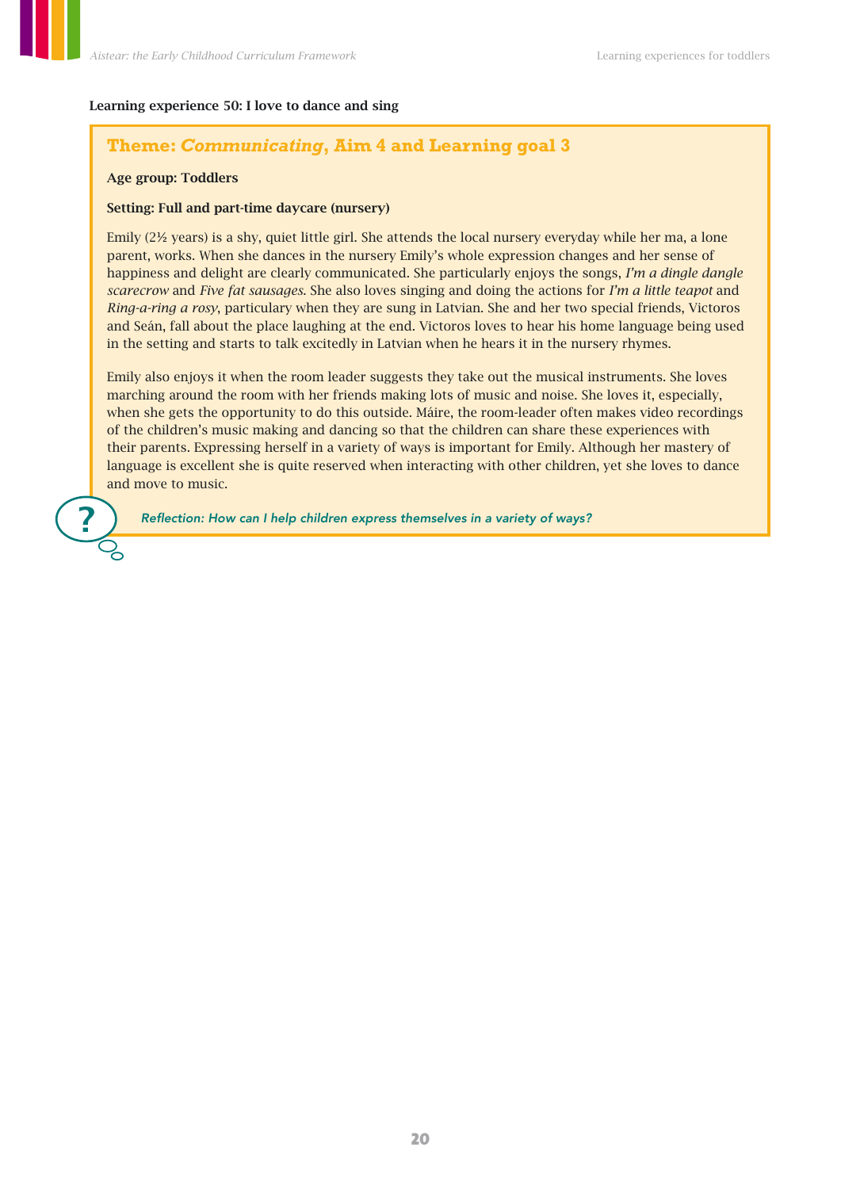**Learning experience 50: I love to dance and sing**

## Theme: *Communicating*, Aim 4 and Learning goal 3

**Age group: Toddlers**

**Setting: Full and part-time daycare (nursery)**

Emily (2½ years) is a shy, quiet little girl. She attends the local nursery everyday while her ma, a lone parent, works. When she dances in the nursery Emily's whole expression changes and her sense of happiness and delight are clearly communicated. She particularly enjoys the songs, *I'm a dingle dangle scarecrow* and *Five fat sausages*. She also loves singing and doing the actions for *I'm a little teapot* and *Ring-a-ring a rosy*, particulary when they are sung in Latvian. She and her two special friends, Victoros and Seán, fall about the place laughing at the end. Victoros loves to hear his home language being used in the setting and starts to talk excitedly in Latvian when he hears it in the nursery rhymes.

Emily also enjoys it when the room leader suggests they take out the musical instruments. She loves marching around the room with her friends making lots of music and noise. She loves it, especially, when she gets the opportunity to do this outside. Máire, the room-leader often makes video recordings of the children's music making and dancing so that the children can share these experiences with their parents. Expressing herself in a variety of ways is important for Emily. Although her mastery of language is excellent she is quite reserved when interacting with other children, yet she loves to dance and move to music.

*Reflection: How can I help children express themselves in a variety of ways?*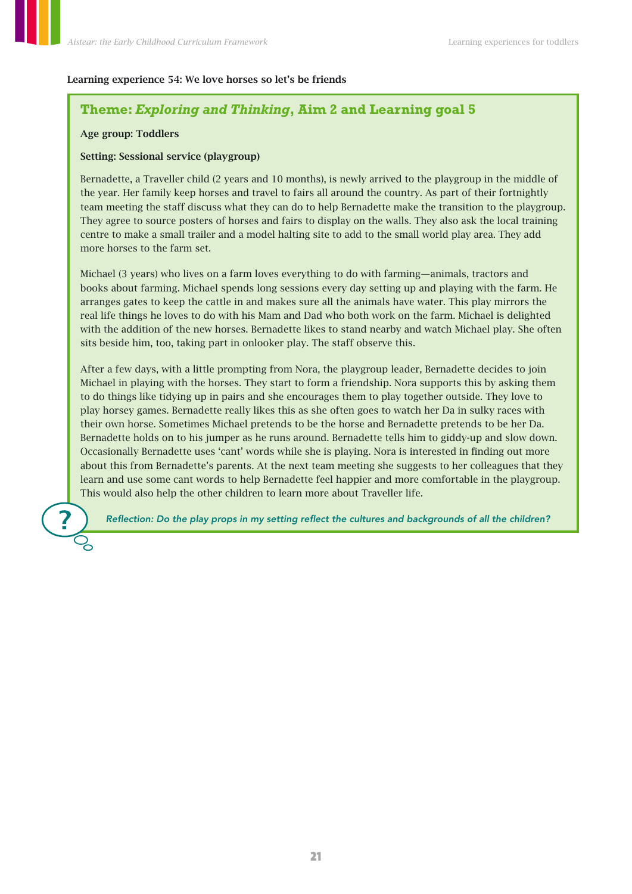**Learning experience 54: We love horses so let's be friends**

## Theme: *Exploring and Thinking*, Aim 2 and Learning goal 5

**Age group: Toddlers**

**Setting: Sessional service (playgroup)**

Bernadette, a Traveller child (2 years and 10 months), is newly arrived to the playgroup in the middle of the year. Her family keep horses and travel to fairs all around the country. As part of their fortnightly team meeting the staff discuss what they can do to help Bernadette make the transition to the playgroup. They agree to source posters of horses and fairs to display on the walls. They also ask the local training centre to make a small trailer and a model halting site to add to the small world play area. They add more horses to the farm set.

Michael (3 years) who lives on a farm loves everything to do with farming—animals, tractors and books about farming. Michael spends long sessions every day setting up and playing with the farm. He arranges gates to keep the cattle in and makes sure all the animals have water. This play mirrors the real life things he loves to do with his Mam and Dad who both work on the farm. Michael is delighted with the addition of the new horses. Bernadette likes to stand nearby and watch Michael play. She often sits beside him, too, taking part in onlooker play. The staff observe this.

After a few days, with a little prompting from Nora, the playgroup leader, Bernadette decides to join Michael in playing with the horses. They start to form a friendship. Nora supports this by asking them to do things like tidying up in pairs and she encourages them to play together outside. They love to play horsey games. Bernadette really likes this as she often goes to watch her Da in sulky races with their own horse. Sometimes Michael pretends to be the horse and Bernadette pretends to be her Da. Bernadette holds on to his jumper as he runs around. Bernadette tells him to giddy-up and slow down. Occasionally Bernadette uses 'cant' words while she is playing. Nora is interested in finding out more about this from Bernadette's parents. At the next team meeting she suggests to her colleagues that they learn and use some cant words to help Bernadette feel happier and more comfortable in the playgroup. This would also help the other children to learn more about Traveller life.

*Reflection: Do the play props in my setting reflect the cultures and backgrounds of all the children?*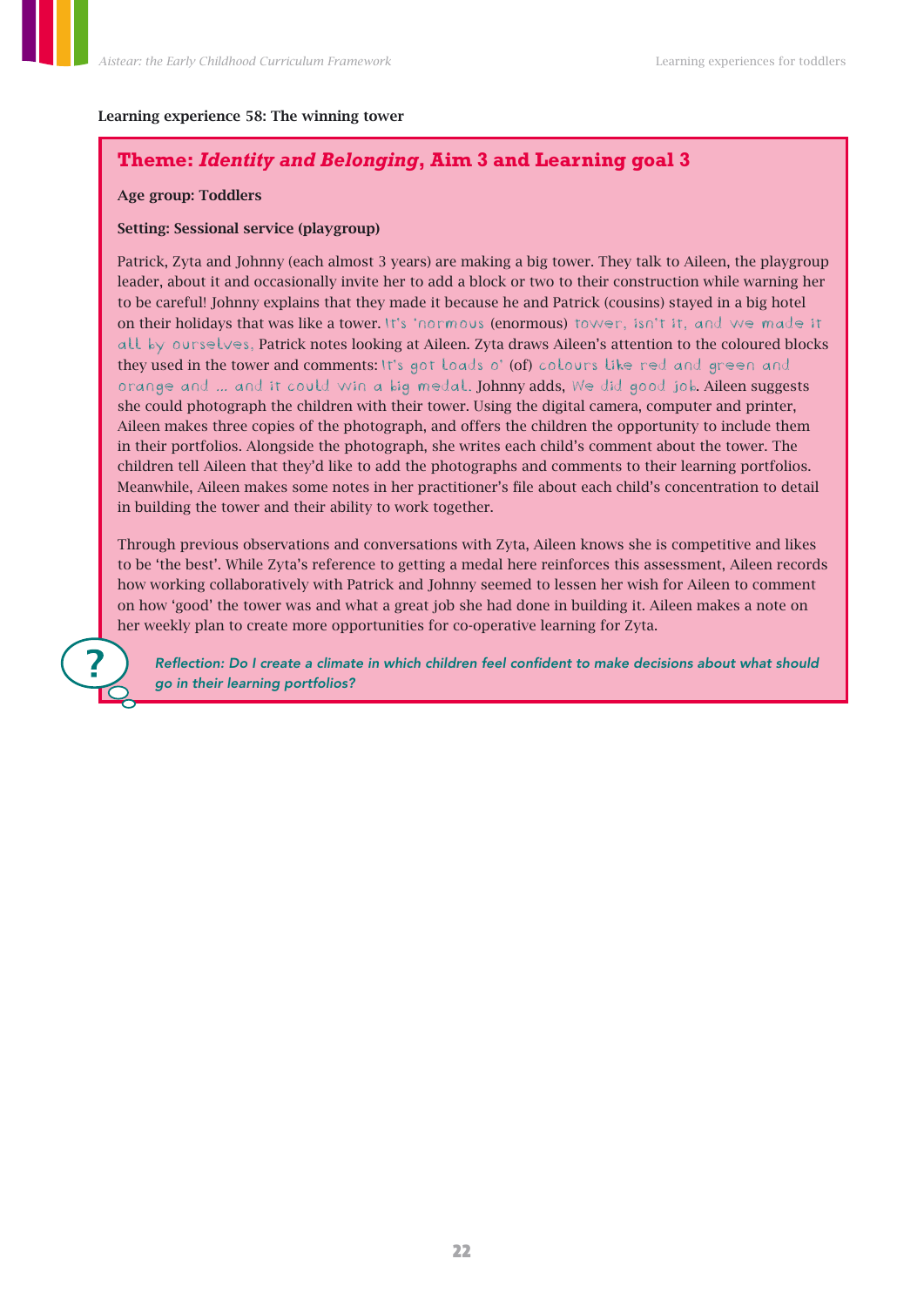**Learning experience 58: The winning tower**

## Theme: *Identity and Belonging*, Aim 3 and Learning goal 3

**Age group: Toddlers**

**Setting: Sessional service (playgroup)**

Patrick, Zyta and Johnny (each almost 3 years) are making a big tower. They talk to Aileen, the playgroup leader, about it and occasionally invite her to add a block or two to their construction while warning her to be careful! Johnny explains that they made it because he and Patrick (cousins) stayed in a big hotel on their holidays that was like a tower. It's 'normous (enormous) tower, isn't it, and we made it all by ourselves, Patrick notes looking at Aileen. Zyta draws Aileen's attention to the coloured blocks they used in the tower and comments: It's got loads o' (of) colours like red and green and orange and … and it could win a big medal. Johnny adds, We did good job. Aileen suggests she could photograph the children with their tower. Using the digital camera, computer and printer, Aileen makes three copies of the photograph, and offers the children the opportunity to include them in their portfolios. Alongside the photograph, she writes each child's comment about the tower. The children tell Aileen that they'd like to add the photographs and comments to their learning portfolios. Meanwhile, Aileen makes some notes in her practitioner's file about each child's concentration to detail in building the tower and their ability to work together.

Through previous observations and conversations with Zyta, Aileen knows she is competitive and likes to be 'the best'. While Zyta's reference to getting a medal here reinforces this assessment, Aileen records how working collaboratively with Patrick and Johnny seemed to lessen her wish for Aileen to comment on how 'good' the tower was and what a great job she had done in building it. Aileen makes a note on her weekly plan to create more opportunities for co-operative learning for Zyta.

*Reflection: Do I create a climate in which children feel confident to make decisions about what should go in their learning portfolios?*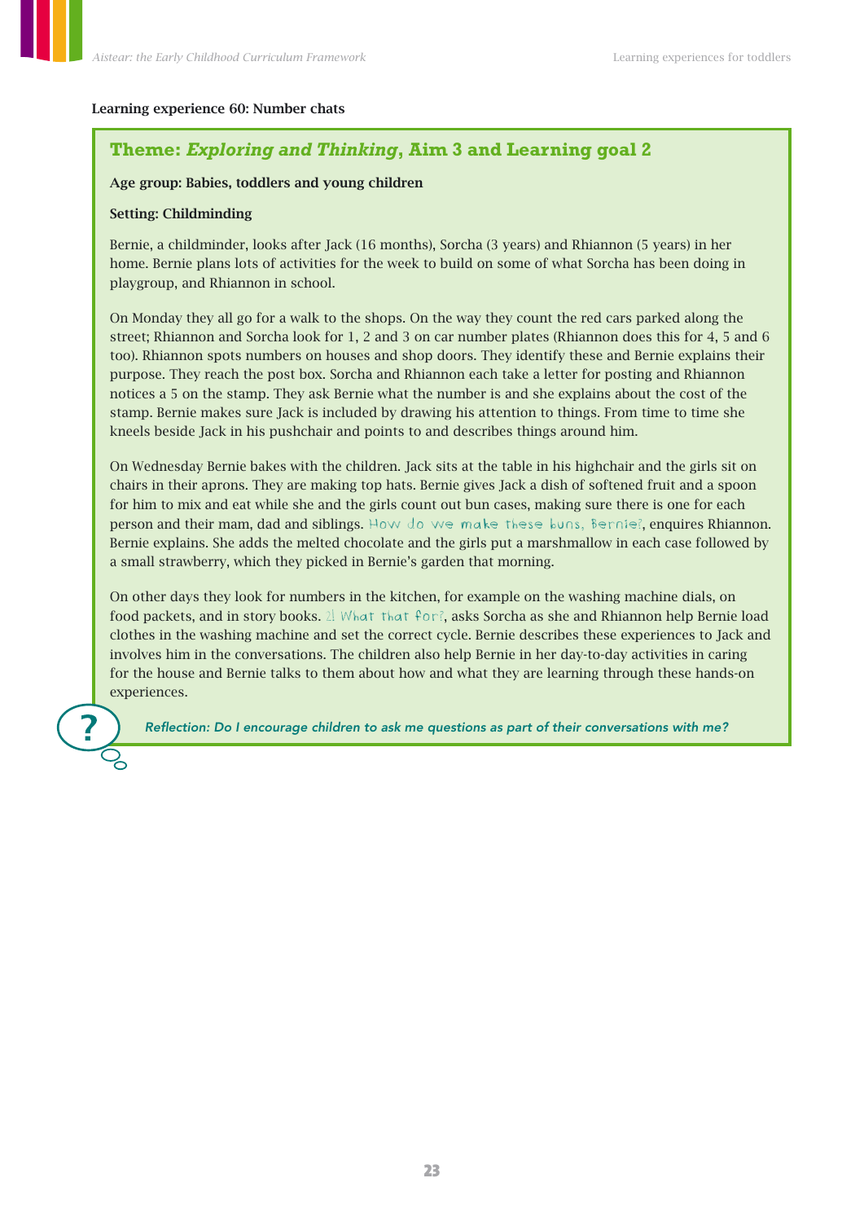**Learning experience 60: Number chats**

## Theme: *Exploring and Thinking*, Aim 3 and Learning goal 2

**Age group: Babies, toddlers and young children**

**Setting: Childminding**

Bernie, a childminder, looks after Jack (16 months), Sorcha (3 years) and Rhiannon (5 years) in her home. Bernie plans lots of activities for the week to build on some of what Sorcha has been doing in playgroup, and Rhiannon in school.

On Monday they all go for a walk to the shops. On the way they count the red cars parked along the street; Rhiannon and Sorcha look for 1, 2 and 3 on car number plates (Rhiannon does this for 4, 5 and 6 too). Rhiannon spots numbers on houses and shop doors. They identify these and Bernie explains their purpose. They reach the post box. Sorcha and Rhiannon each take a letter for posting and Rhiannon notices a 5 on the stamp. They ask Bernie what the number is and she explains about the cost of the stamp. Bernie makes sure Jack is included by drawing his attention to things. From time to time she kneels beside Jack in his pushchair and points to and describes things around him.

On Wednesday Bernie bakes with the children. Jack sits at the table in his highchair and the girls sit on chairs in their aprons. They are making top hats. Bernie gives Jack a dish of softened fruit and a spoon for him to mix and eat while she and the girls count out bun cases, making sure there is one for each person and their mam, dad and siblings. How do we make these buns, Bernie?, enquires Rhiannon. Bernie explains. She adds the melted chocolate and the girls put a marshmallow in each case followed by a small strawberry, which they picked in Bernie's garden that morning.

On other days they look for numbers in the kitchen, for example on the washing machine dials, on food packets, and in story books. What that for?, asks Sorcha as she and Rhiannon help Bernie load clothes in the washing machine and set the correct cycle. Bernie describes these experiences to Jack and involves him in the conversations. The children also help Bernie in her day-to-day activities in caring for the house and Bernie talks to them about how and what they are learning through these hands-on experiences.

*Reflection: Do I encourage children to ask me questions as part of their conversations with me?*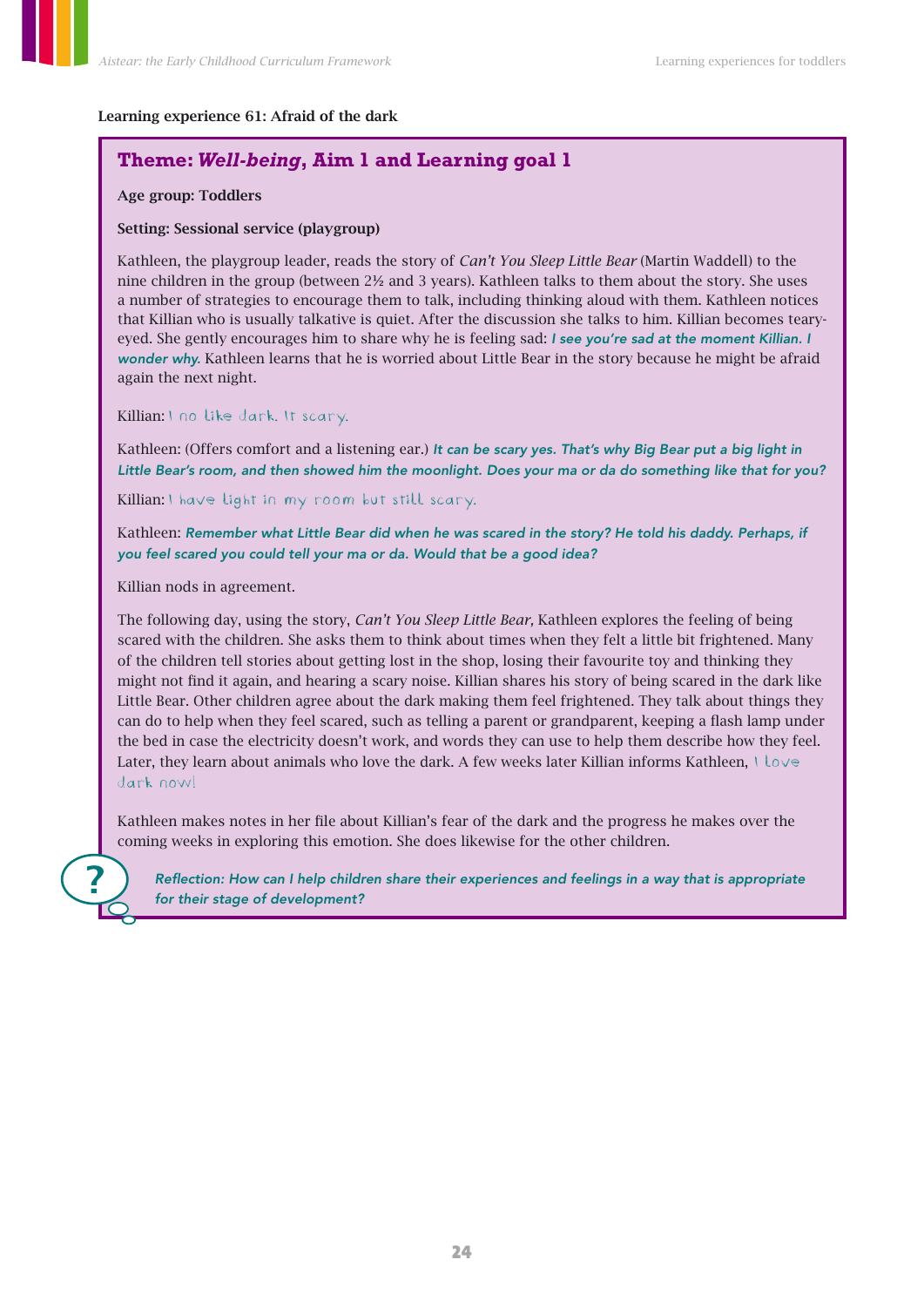**Learning experience 61: Afraid of the dark**

## Theme: *Well-being*, Aim 1 and Learning goal 1

**Age group: Toddlers**

**Setting: Sessional service (playgroup)**

Kathleen, the playgroup leader, reads the story of *Can't You Sleep Little Bear* (Martin Waddell) to the nine children in the group (between 2½ and 3 years). Kathleen talks to them about the story. She uses a number of strategies to encourage them to talk, including thinking aloud with them. Kathleen notices that Killian who is usually talkative is quiet. After the discussion she talks to him. Killian becomes teary-eyed. She gently encourages him to share why he is feeling sad: ***I see you're sad at the moment Killian. I wonder why.*** Kathleen learns that he is worried about Little Bear in the story because he might be afraid again the next night.

Killian: I no like dark. It scary.

Kathleen: (Offers comfort and a listening ear.) ***It can be scary yes. That's why Big Bear put a big light in Little Bear's room, and then showed him the moonlight. Does your ma or da do something like that for you?***

Killian: I have light in my room but still scary.

Kathleen: ***Remember what Little Bear did when he was scared in the story? He told his daddy. Perhaps, if you feel scared you could tell your ma or da. Would that be a good idea?***

Killian nods in agreement.

The following day, using the story, *Can't You Sleep Little Bear,* Kathleen explores the feeling of being scared with the children. She asks them to think about times when they felt a little bit frightened. Many of the children tell stories about getting lost in the shop, losing their favourite toy and thinking they might not find it again, and hearing a scary noise. Killian shares his story of being scared in the dark like Little Bear. Other children agree about the dark making them feel frightened. They talk about things they can do to help when they feel scared, such as telling a parent or grandparent, keeping a flash lamp under the bed in case the electricity doesn't work, and words they can use to help them describe how they feel. Later, they learn about animals who love the dark. A few weeks later Killian informs Kathleen, I love dark now!

Kathleen makes notes in her file about Killian's fear of the dark and the progress he makes over the coming weeks in exploring this emotion. She does likewise for the other children.

***Reflection: How can I help children share their experiences and feelings in a way that is appropriate for their stage of development?***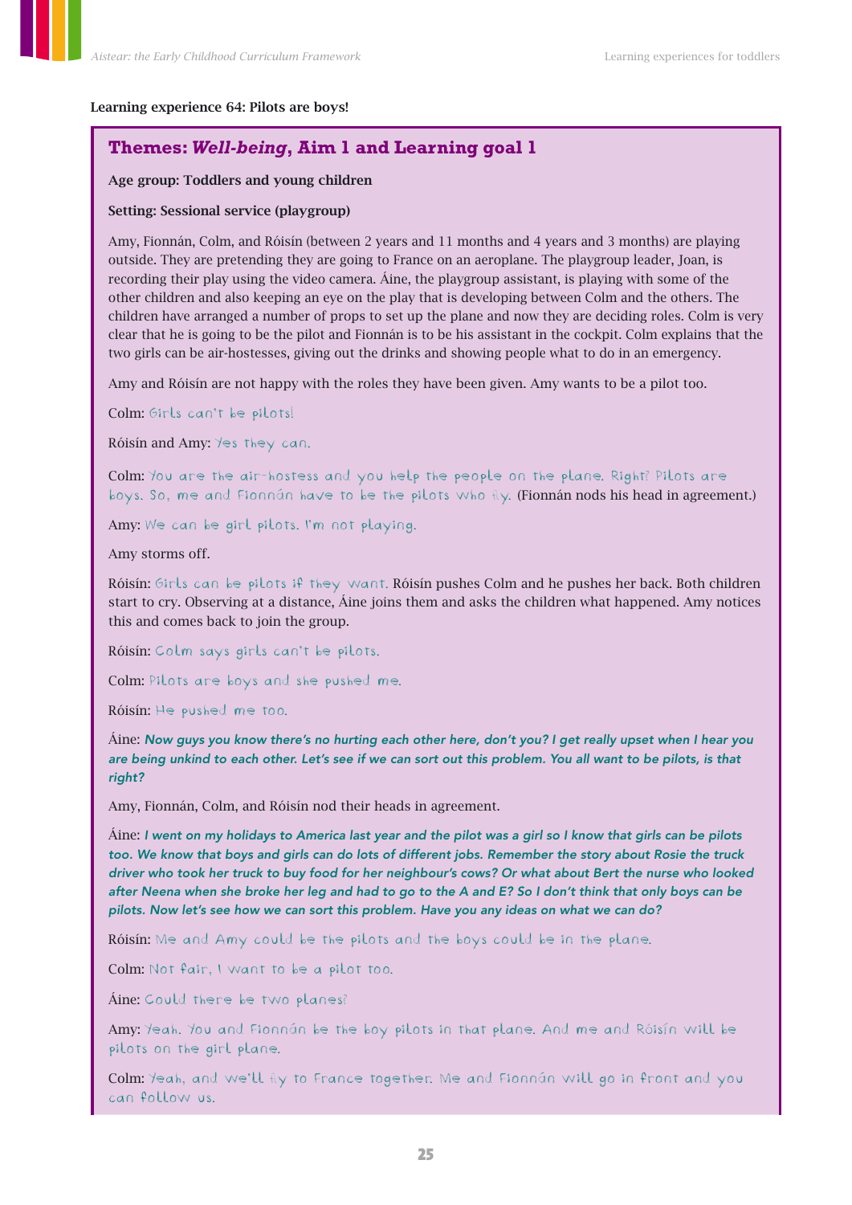**Learning experience 64: Pilots are boys!**

## Themes: *Well-being*, Aim 1 and Learning goal 1

**Age group: Toddlers and young children**

**Setting: Sessional service (playgroup)**

Amy, Fionnán, Colm, and Róisín (between 2 years and 11 months and 4 years and 3 months) are playing outside. They are pretending they are going to France on an aeroplane. The playgroup leader, Joan, is recording their play using the video camera. Áine, the playgroup assistant, is playing with some of the other children and also keeping an eye on the play that is developing between Colm and the others. The children have arranged a number of props to set up the plane and now they are deciding roles. Colm is very clear that he is going to be the pilot and Fionnán is to be his assistant in the cockpit. Colm explains that the two girls can be air-hostesses, giving out the drinks and showing people what to do in an emergency.

Amy and Róisín are not happy with the roles they have been given. Amy wants to be a pilot too.

Colm: Girls can't be pilots!

Róisín and Amy: Yes they can.

Colm: You are the air-hostess and you help the people on the plane. Right? Pilots are boys. So, me and Fionnán have to be the pilots who fly. (Fionnán nods his head in agreement.)

Amy: We can be girl pilots. I'm not playing.

Amy storms off.

Róisín: Girls can be pilots if they want. Róisín pushes Colm and he pushes her back. Both children start to cry. Observing at a distance, Áine joins them and asks the children what happened. Amy notices this and comes back to join the group.

Róisín: Colm says girls can't be pilots.

Colm: Pilots are boys and she pushed me.

Róisín: He pushed me too.

Áine: ***Now guys you know there's no hurting each other here, don't you? I get really upset when I hear you are being unkind to each other. Let's see if we can sort out this problem. You all want to be pilots, is that right?***

Amy, Fionnán, Colm, and Róisín nod their heads in agreement.

Áine: ***I went on my holidays to America last year and the pilot was a girl so I know that girls can be pilots too. We know that boys and girls can do lots of different jobs. Remember the story about Rosie the truck driver who took her truck to buy food for her neighbour's cows? Or what about Bert the nurse who looked after Neena when she broke her leg and had to go to the A and E? So I don't think that only boys can be pilots. Now let's see how we can sort this problem. Have you any ideas on what we can do?***

Róisín: Me and Amy could be the pilots and the boys could be in the plane.

Colm: Not fair, I want to be a pilot too.

Áine: Could there be two planes?

Amy: Yeah. You and Fionnán be the boy pilots in that plane. And me and Róisín will be pilots on the girl plane.

Colm: Yeah, and we'll fly to France together. Me and Fionnán will go in front and you can follow us.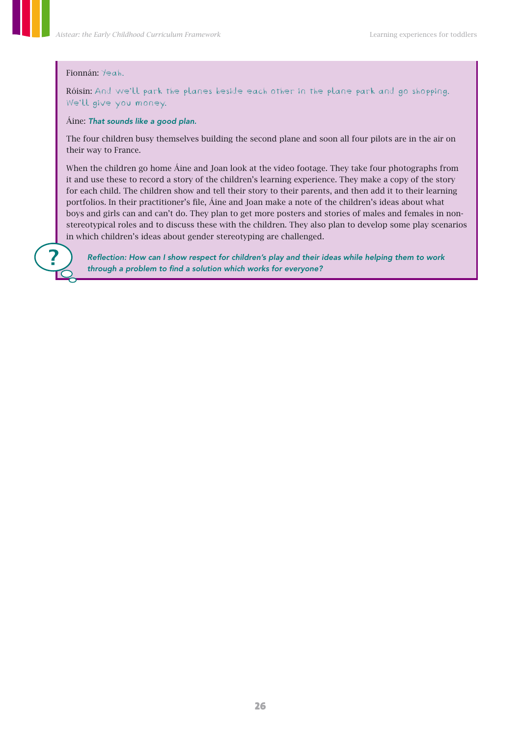Fionnán: Yeah.

Róisin: And we'll park the planes beside each other in the plane park and go shopping. We'll give you money.

Áine: ***That sounds like a good plan.***

The four children busy themselves building the second plane and soon all four pilots are in the air on their way to France.

When the children go home Áine and Joan look at the video footage. They take four photographs from it and use these to record a story of the children's learning experience. They make a copy of the story for each child. The children show and tell their story to their parents, and then add it to their learning portfolios. In their practitioner's file, Áine and Joan make a note of the children's ideas about what boys and girls can and can't do. They plan to get more posters and stories of males and females in non-stereotypical roles and to discuss these with the children. They also plan to develop some play scenarios in which children's ideas about gender stereotyping are challenged.

***Reflection: How can I show respect for children's play and their ideas while helping them to work through a problem to find a solution which works for everyone?***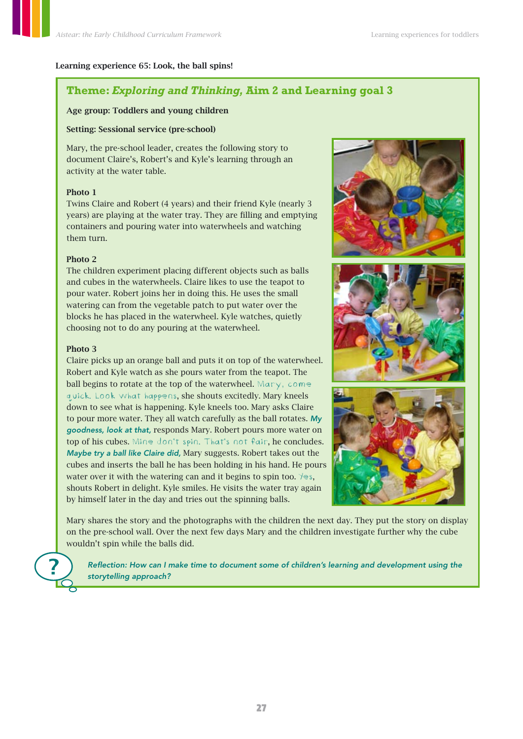**Learning experience 65: Look, the ball spins!**

## Theme: *Exploring and Thinking,* Aim 2 and Learning goal 3

**Age group: Toddlers and young children**

**Setting: Sessional service (pre-school)**

Mary, the pre-school leader, creates the following story to document Claire's, Robert's and Kyle's learning through an activity at the water table.

**Photo 1**

Twins Claire and Robert (4 years) and their friend Kyle (nearly 3 years) are playing at the water tray. They are filling and emptying containers and pouring water into waterwheels and watching them turn.

**Photo 2**

The children experiment placing different objects such as balls and cubes in the waterwheels. Claire likes to use the teapot to pour water. Robert joins her in doing this. He uses the small watering can from the vegetable patch to put water over the blocks he has placed in the waterwheel. Kyle watches, quietly choosing not to do any pouring at the waterwheel.

**Photo 3**

Claire picks up an orange ball and puts it on top of the waterwheel. Robert and Kyle watch as she pours water from the teapot. The ball begins to rotate at the top of the waterwheel. Mary, come quick. Look what happens, she shouts excitedly. Mary kneels down to see what is happening. Kyle kneels too. Mary asks Claire to pour more water. They all watch carefully as the ball rotates. ***My goodness, look at that,*** responds Mary. Robert pours more water on top of his cubes. Mine don't spin. That's not fair, he concludes. ***Maybe try a ball like Claire did,*** Mary suggests. Robert takes out the cubes and inserts the ball he has been holding in his hand. He pours water over it with the watering can and it begins to spin too. Yes, shouts Robert in delight. Kyle smiles. He visits the water tray again by himself later in the day and tries out the spinning balls.

Mary shares the story and the photographs with the children the next day. They put the story on display on the pre-school wall. Over the next few days Mary and the children investigate further why the cube wouldn't spin while the balls did.

***Reflection: How can I make time to document some of children's learning and development using the storytelling approach?***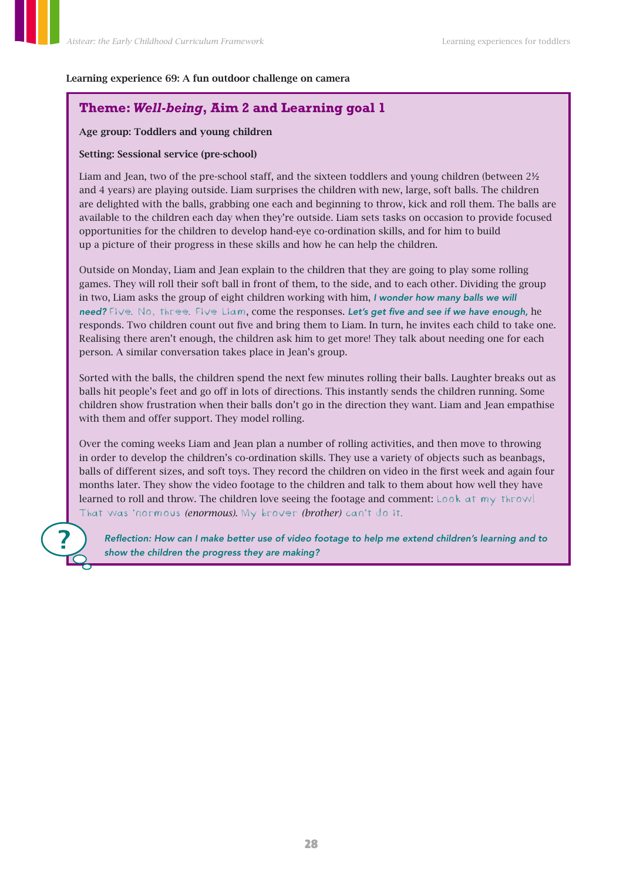**Learning experience 69: A fun outdoor challenge on camera**

## Theme: *Well-being*, Aim 2 and Learning goal 1

**Age group: Toddlers and young children**

**Setting: Sessional service (pre-school)**

Liam and Jean, two of the pre-school staff, and the sixteen toddlers and young children (between 2½ and 4 years) are playing outside. Liam surprises the children with new, large, soft balls. The children are delighted with the balls, grabbing one each and beginning to throw, kick and roll them. The balls are available to the children each day when they're outside. Liam sets tasks on occasion to provide focused opportunities for the children to develop hand-eye co-ordination skills, and for him to build up a picture of their progress in these skills and how he can help the children.

Outside on Monday, Liam and Jean explain to the children that they are going to play some rolling games. They will roll their soft ball in front of them, to the side, and to each other. Dividing the group in two, Liam asks the group of eight children working with him, ***I wonder how many balls we will need?*** Five. No, three. Five Liam, come the responses. ***Let's get five and see if we have enough,*** he responds. Two children count out five and bring them to Liam. In turn, he invites each child to take one. Realising there aren't enough, the children ask him to get more! They talk about needing one for each person. A similar conversation takes place in Jean's group.

Sorted with the balls, the children spend the next few minutes rolling their balls. Laughter breaks out as balls hit people's feet and go off in lots of directions. This instantly sends the children running. Some children show frustration when their balls don't go in the direction they want. Liam and Jean empathise with them and offer support. They model rolling.

Over the coming weeks Liam and Jean plan a number of rolling activities, and then move to throwing in order to develop the children's co-ordination skills. They use a variety of objects such as beanbags, balls of different sizes, and soft toys. They record the children on video in the first week and again four months later. They show the video footage to the children and talk to them about how well they have learned to roll and throw. The children love seeing the footage and comment: Look at my throw! That was 'normous *(enormous).* My brover *(brother)* can't do it.

***Reflection: How can I make better use of video footage to help me extend children's learning and to show the children the progress they are making?***